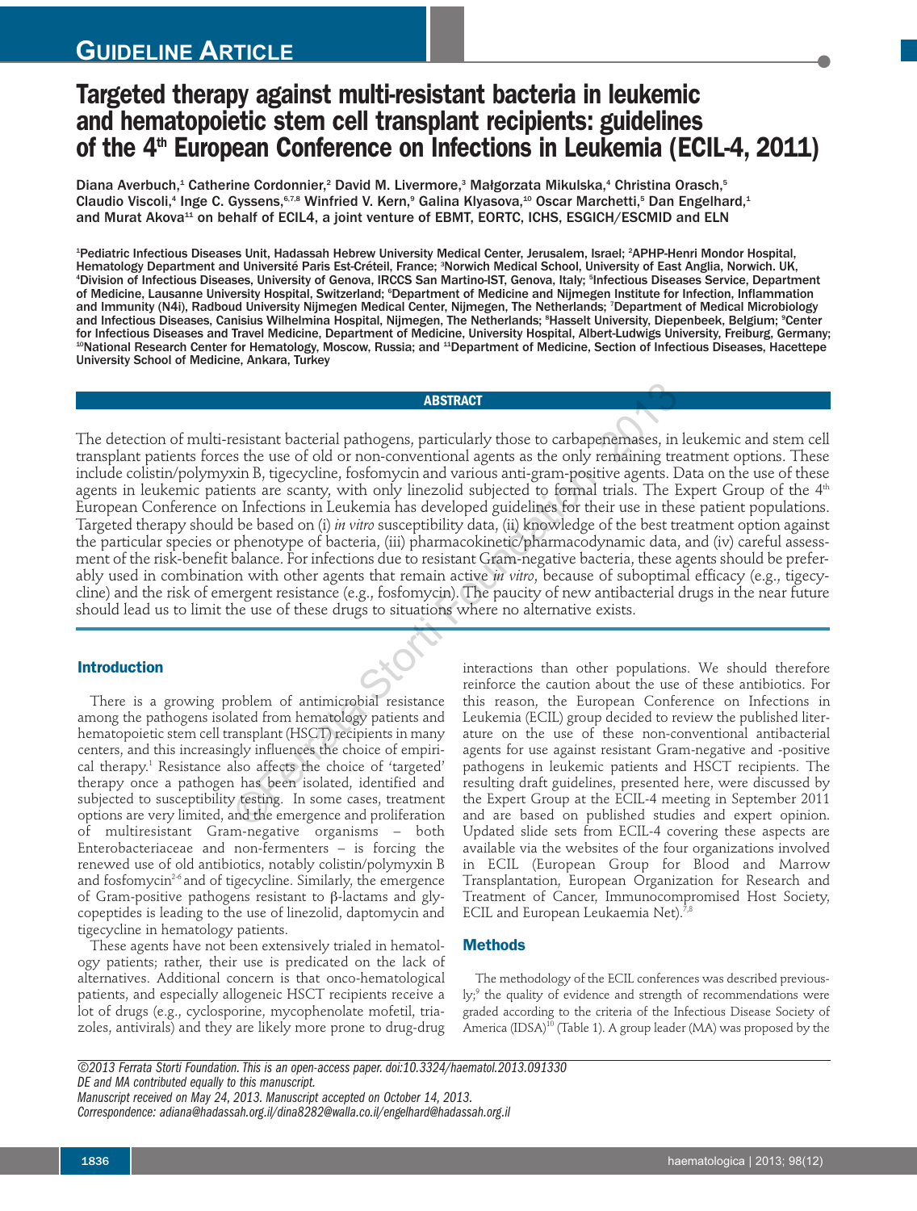GUIDELINE ARTICLE

# Targeted therapy against multi-resistant bacteria in leukemic and hematopoietic stem cell transplant recipients: guidelines of the 4th European Conference on Infections in Leukemia (ECIL-4, 2011)

Diana Averbuch,[1] Catherine Cordonnier,[2] David M. Livermore,[3] Małgorzata Mikulska,[4] Christina Orasch,[5] Claudio Viscoli,[4] Inge C. Gyssens,[6,7,8] Winfried V. Kern,[9] Galina Klyasova,[10] Oscar Marchetti,[5] Dan Engelhard,[1] and Murat Akova[11] on behalf of ECIL4, a joint venture of EBMT, EORTC, ICHS, ESGICH/ESCMID and ELN

[1]Pediatric Infectious Diseases Unit, Hadassah Hebrew University Medical Center, Jerusalem, Israel; [2]APHP-Henri Mondor Hospital, Hematology Department and Université Paris Est-Créteil, France; [3]Norwich Medical School, University of East Anglia, Norwich. UK, [4]Division of Infectious Diseases, University of Genova, IRCCS San Martino-IST, Genova, Italy; [5]Infectious Diseases Service, Department of Medicine, Lausanne University Hospital, Switzerland; [6]Department of Medicine and Nijmegen Institute for Infection, Inflammation and Immunity (N4i), Radboud University Nijmegen Medical Center, Nijmegen, The Netherlands; [7]Department of Medical Microbiology and Infectious Diseases, Canisius Wilhelmina Hospital, Nijmegen, The Netherlands; [8]Hasselt University, Diepenbeek, Belgium; [9]Center for Infectious Diseases and Travel Medicine, Department of Medicine, University Hospital, Albert-Ludwigs University, Freiburg, Germany; [10]National Research Center for Hematology, Moscow, Russia; and [11]Department of Medicine, Section of Infectious Diseases, Hacettepe University School of Medicine, Ankara, Turkey

## ABSTRACT

The detection of multi-resistant bacterial pathogens, particularly those to carbapenemases, in leukemic and stem cell transplant patients forces the use of old or non-conventional agents as the only remaining treatment options. These include colistin/polymyxin B, tigecycline, fosfomycin and various anti-gram-positive agents. Data on the use of these agents in leukemic patients are scanty, with only linezolid subjected to formal trials. The Expert Group of the 4th European Conference on Infections in Leukemia has developed guidelines for their use in these patient populations. Targeted therapy should be based on (i) *in vitro* susceptibility data, (ii) knowledge of the best treatment option against the particular species or phenotype of bacteria, (iii) pharmacokinetic/pharmacodynamic data, and (iv) careful assessment of the risk-benefit balance. For infections due to resistant Gram-negative bacteria, these agents should be preferably used in combination with other agents that remain active *in vitro*, because of suboptimal efficacy (e.g., tigecycline) and the risk of emergent resistance (e.g., fosfomycin). The paucity of new antibacterial drugs in the near future should lead us to limit the use of these drugs to situations where no alternative exists.

## Introduction

There is a growing problem of antimicrobial resistance among the pathogens isolated from hematology patients and hematopoietic stem cell transplant (HSCT) recipients in many centers, and this increasingly influences the choice of empirical therapy.[1] Resistance also affects the choice of 'targeted' therapy once a pathogen has been isolated, identified and subjected to susceptibility testing. In some cases, treatment options are very limited, and the emergence and proliferation of multiresistant Gram-negative organisms – both Enterobacteriaceae and non-fermenters – is forcing the renewed use of old antibiotics, notably colistin/polymyxin B and fosfomycin[2-6] and of tigecycline. Similarly, the emergence of Gram-positive pathogens resistant to β-lactams and glycopeptides is leading to the use of linezolid, daptomycin and tigecycline in hematology patients.

These agents have not been extensively trialed in hematology patients; rather, their use is predicated on the lack of alternatives. Additional concern is that onco-hematological patients, and especially allogeneic HSCT recipients receive a lot of drugs (e.g., cyclosporine, mycophenolate mofetil, triazoles, antivirals) and they are likely more prone to drug-drug interactions than other populations. We should therefore reinforce the caution about the use of these antibiotics. For this reason, the European Conference on Infections in Leukemia (ECIL) group decided to review the published literature on the use of these non-conventional antibacterial agents for use against resistant Gram-negative and -positive pathogens in leukemic patients and HSCT recipients. The resulting draft guidelines, presented here, were discussed by the Expert Group at the ECIL-4 meeting in September 2011 and are based on published studies and expert opinion. Updated slide sets from ECIL-4 covering these aspects are available via the websites of the four organizations involved in ECIL (European Group for Blood and Marrow Transplantation, European Organization for Research and Treatment of Cancer, Immunocompromised Host Society, ECIL and European Leukaemia Net).[7,8]

## Methods

The methodology of the ECIL conferences was described previously;[9] the quality of evidence and strength of recommendations were graded according to the criteria of the Infectious Disease Society of America (IDSA)[10] (Table 1). A group leader (MA) was proposed by the

©2013 Ferrata Storti Foundation. This is an open-access paper. doi:10.3324/haematol.2013.091330
DE and MA contributed equally to this manuscript.
Manuscript received on May 24, 2013. Manuscript accepted on October 14, 2013.
Correspondence: adiana@hadassah.org.il/dina8282@walla.co.il/engelhard@hadassah.org.il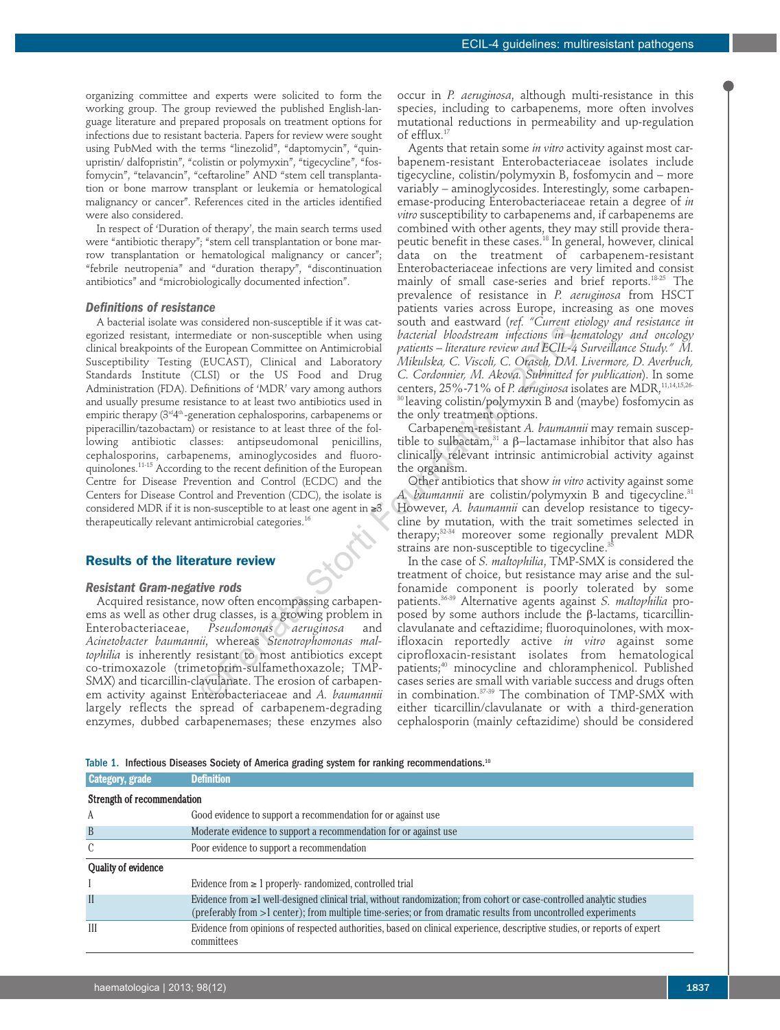organizing committee and experts were solicited to form the working group. The group reviewed the published English-language literature and prepared proposals on treatment options for infections due to resistant bacteria. Papers for review were sought using PubMed with the terms "linezolid", "daptomycin", "quinupristin/ dalfopristin", "colistin or polymyxin", "tigecycline", "fosfomycin", "telavancin", "ceftaroline" AND "stem cell transplantation or bone marrow transplant or leukemia or hematological malignancy or cancer". References cited in the articles identified were also considered.

In respect of 'Duration of therapy', the main search terms used were "antibiotic therapy"; "stem cell transplantation or bone marrow transplantation or hematological malignancy or cancer"; "febrile neutropenia" and "duration therapy", "discontinuation antibiotics" and "microbiologically documented infection".

### Definitions of resistance

A bacterial isolate was considered non-susceptible if it was categorized resistant, intermediate or non-susceptible when using clinical breakpoints of the European Committee on Antimicrobial Susceptibility Testing (EUCAST), Clinical and Laboratory Standards Institute (CLSI) or the US Food and Drug Administration (FDA). Definitions of 'MDR' vary among authors and usually presume resistance to at least two antibiotics used in empiric therapy (3rd4th-generation cephalosporins, carbapenems or piperacillin/tazobactam) or resistance to at least three of the following antibiotic classes: antipseudomonal penicillins, cephalosporins, carbapenems, aminoglycosides and fluoroquinolones.[11-15] According to the recent definition of the European Centre for Disease Prevention and Control (ECDC) and the Centers for Disease Control and Prevention (CDC), the isolate is considered MDR if it is non-susceptible to at least one agent in ≥3 therapeutically relevant antimicrobial categories.[16]

## Results of the literature review

### Resistant Gram-negative rods

Acquired resistance, now often encompassing carbapenems as well as other drug classes, is a growing problem in Enterobacteriaceae, *Pseudomonas aeruginosa* and *Acinetobacter baumannii*, whereas *Stenotrophomonas maltophilia* is inherently resistant to most antibiotics except co-trimoxazole (trimetoprim-sulfamethoxazole; TMP-SMX) and ticarcillin-clavulanate. The erosion of carbapenem activity against Enterobacteriaceae and *A. baumannii* largely reflects the spread of carbapenem-degrading enzymes, dubbed carbapenemases; these enzymes also occur in *P. aeruginosa*, although multi-resistance in this species, including to carbapenems, more often involves mutational reductions in permeability and up-regulation of efflux.[17]

Agents that retain some *in vitro* activity against most carbapenem-resistant Enterobacteriaceae isolates include tigecycline, colistin/polymyxin B, fosfomycin and – more variably – aminoglycosides. Interestingly, some carbapenemase-producing Enterobacteriaceae retain a degree of *in vitro* susceptibility to carbapenems and, if carbapenems are combined with other agents, they may still provide therapeutic benefit in these cases.[18] In general, however, clinical data on the treatment of carbapenem-resistant Enterobacteriaceae infections are very limited and consist mainly of small case-series and brief reports.[18-25] The prevalence of resistance in *P. aeruginosa* from HSCT patients varies across Europe, increasing as one moves south and eastward (*ref. "Current etiology and resistance in bacterial bloodstream infections in hematology and oncology patients – literature review and ECIL-4 Surveillance Study." M. Mikulska, C. Viscoli, C. Orasch, DM. Livermore, D. Averbuch, C. Cordonnier, M. Akova. Submitted for publication*). In some centers, 25%-71% of *P. aeruginosa* isolates are MDR,[11,14,15,26-30] leaving colistin/polymyxin B and (maybe) fosfomycin as the only treatment options.

Carbapenem-resistant *A. baumannii* may remain susceptible to sulbactam,[31] a β–lactamase inhibitor that also has clinically relevant intrinsic antimicrobial activity against the organism.

Other antibiotics that show *in vitro* activity against some *A. baumannii* are colistin/polymyxin B and tigecycline.[31] However, *A. baumannii* can develop resistance to tigecycline by mutation, with the trait sometimes selected in therapy;[32-34] moreover some regionally prevalent MDR strains are non-susceptible to tigecycline.[35]

In the case of *S. maltophilia*, TMP-SMX is considered the treatment of choice, but resistance may arise and the sulfonamide component is poorly tolerated by some patients.[36-39] Alternative agents against *S. maltophilia* proposed by some authors include the β-lactams, ticarcillin-clavulanate and ceftazidime; fluoroquinolones, with moxifloxacin reportedly active *in vitro* against some ciprofloxacin-resistant isolates from hematological patients;[40] minocycline and chloramphenicol. Published cases series are small with variable success and drugs often in combination.[37-39] The combination of TMP-SMX with either ticarcillin/clavulanate or with a third-generation cephalosporin (mainly ceftazidime) should be considered

Table 1. Infectious Diseases Society of America grading system for ranking recommendations.[10]

| Category, grade | Definition |
|---|---|
| **Strength of recommendation** | |
| A | Good evidence to support a recommendation for or against use |
| B | Moderate evidence to support a recommendation for or against use |
| C | Poor evidence to support a recommendation |
| **Quality of evidence** | |
| I | Evidence from ≥ 1 properly- randomized, controlled trial |
| II | Evidence from ≥1 well-designed clinical trial, without randomization; from cohort or case-controlled analytic studies (preferably from >1 center); from multiple time-series; or from dramatic results from uncontrolled experiments |
| III | Evidence from opinions of respected authorities, based on clinical experience, descriptive studies, or reports of expert committees |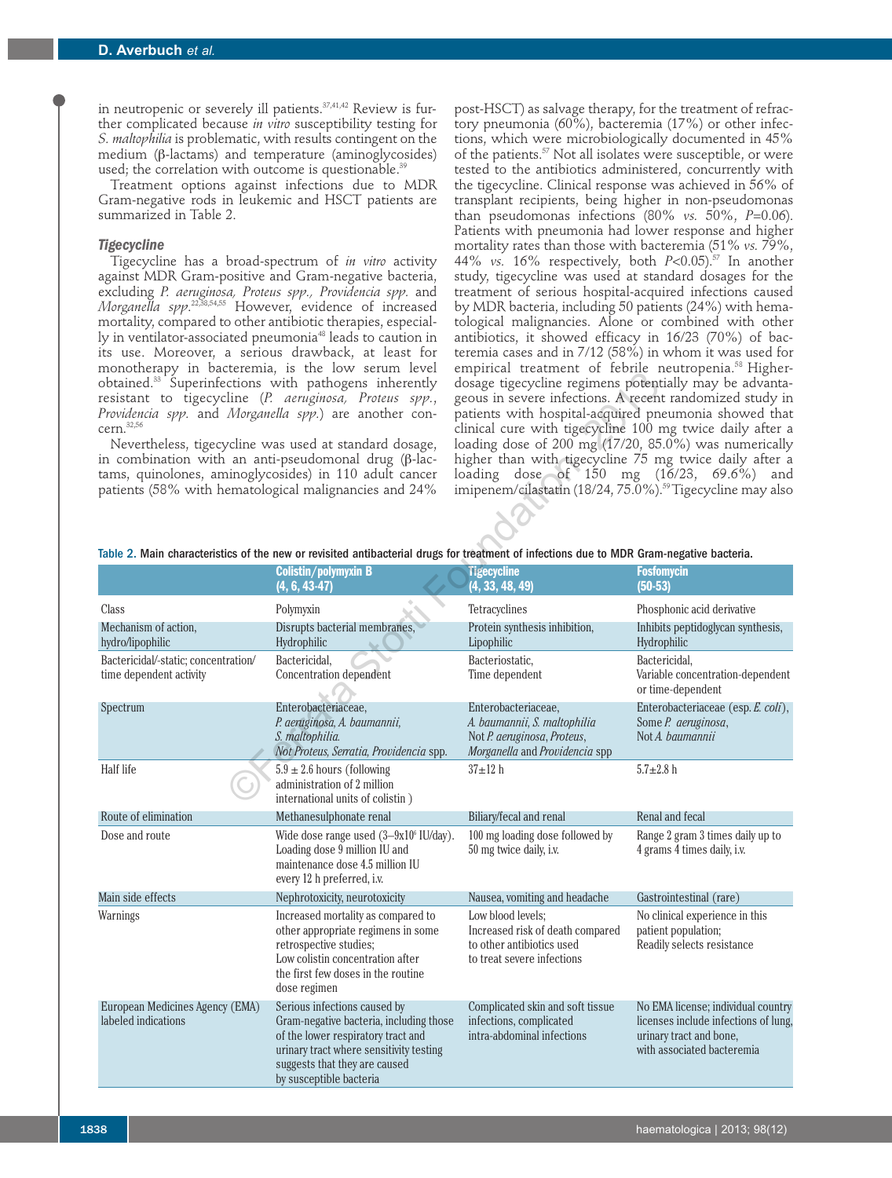in neutropenic or severely ill patients.[37,41,42] Review is further complicated because *in vitro* susceptibility testing for *S. maltophilia* is problematic, with results contingent on the medium (β-lactams) and temperature (aminoglycosides) used; the correlation with outcome is questionable.[39]

Treatment options against infections due to MDR Gram-negative rods in leukemic and HSCT patients are summarized in Table 2.

### Tigecycline

Tigecycline has a broad-spectrum of *in vitro* activity against MDR Gram-positive and Gram-negative bacteria, excluding *P. aeruginosa, Proteus spp., Providencia spp.* and *Morganella spp.*[22,38,54,55] However, evidence of increased mortality, compared to other antibiotic therapies, especially in ventilator-associated pneumonia[48] leads to caution in its use. Moreover, a serious drawback, at least for monotherapy in bacteremia, is the low serum level obtained.[33] Superinfections with pathogens inherently resistant to tigecycline (*P. aeruginosa, Proteus spp., Providencia spp.* and *Morganella spp.*) are another concern.[32,56]

Nevertheless, tigecycline was used at standard dosage, in combination with an anti-pseudomonal drug (β-lactams, quinolones, aminoglycosides) in 110 adult cancer patients (58% with hematological malignancies and 24% post-HSCT) as salvage therapy, for the treatment of refractory pneumonia (60%), bacteremia (17%) or other infections, which were microbiologically documented in 45% of the patients.[57] Not all isolates were susceptible, or were tested to the antibiotics administered, concurrently with the tigecycline. Clinical response was achieved in 56% of transplant recipients, being higher in non-pseudomonas than pseudomonas infections (80% *vs.* 50%, $P$=0.06). Patients with pneumonia had lower response and higher mortality rates than those with bacteremia (51% *vs.* 79%, 44% *vs.* 16% respectively, both $P$<0.05).[57] In another study, tigecycline was used at standard dosages for the treatment of serious hospital-acquired infections caused by MDR bacteria, including 50 patients (24%) with hematological malignancies. Alone or combined with other antibiotics, it showed efficacy in 16/23 (70%) of bacteremia cases and in 7/12 (58%) in whom it was used for empirical treatment of febrile neutropenia.[58] Higher-dosage tigecycline regimens potentially may be advantageous in severe infections. A recent randomized study in patients with hospital-acquired pneumonia showed that clinical cure with tigecycline 100 mg twice daily after a loading dose of 200 mg (17/20, 85.0%) was numerically higher than with tigecycline 75 mg twice daily after a loading dose of 150 mg (16/23, 69.6%) and imipenem/cilastatin (18/24, 75.0%).[59] Tigecycline may also

Table 2. Main characteristics of the new or revisited antibacterial drugs for treatment of infections due to MDR Gram-negative bacteria.

| | Colistin/polymyxin B (4, 6, 43-47) | Tigecycline (4, 33, 48, 49) | Fosfomycin (50-53) |
|---|---|---|---|
| Class | Polymyxin | Tetracyclines | Phosphonic acid derivative |
| Mechanism of action, hydro/lipophilic | Disrupts bacterial membranes, Hydrophilic | Protein synthesis inhibition, Lipophilic | Inhibits peptidoglycan synthesis, Hydrophilic |
| Bactericidal/-static; concentration/ time dependent activity | Bactericidal, Concentration dependent | Bacteriostatic, Time dependent | Bactericidal, Variable concentration-dependent or time-dependent |
| Spectrum | Enterobacteriaceae, *P. aeruginosa, A. baumannii, S. maltophilia.* *Not Proteus, Serratia, Providencia* spp. | Enterobacteriaceae, *A. baumannii, S. maltophilia* Not *P. aeruginosa, Proteus, Morganella* and *Providencia* spp | Enterobacteriaceae (esp. *E. coli*), Some *P. aeruginosa*, Not *A. baumannii* |
| Half life | 5.9 ± 2.6 hours (following administration of 2 million international units of colistin ) | 37±12 h | 5.7±2.8 h |
| Route of elimination | Methanesulphonate renal | Biliary/fecal and renal | Renal and fecal |
| Dose and route | Wide dose range used (3–9x$10^6$ IU/day). Loading dose 9 million IU and maintenance dose 4.5 million IU every 12 h preferred, i.v. | 100 mg loading dose followed by 50 mg twice daily, i.v. | Range 2 gram 3 times daily up to 4 grams 4 times daily, i.v. |
| Main side effects | Nephrotoxicity, neurotoxicity | Nausea, vomiting and headache | Gastrointestinal (rare) |
| Warnings | Increased mortality as compared to other appropriate regimens in some retrospective studies; Low colistin concentration after the first few doses in the routine dose regimen | Low blood levels; Increased risk of death compared to other antibiotics used to treat severe infections | No clinical experience in this patient population; Readily selects resistance |
| European Medicines Agency (EMA) labeled indications | Serious infections caused by Gram-negative bacteria, including those of the lower respiratory tract and urinary tract where sensitivity testing suggests that they are caused by susceptible bacteria | Complicated skin and soft tissue infections, complicated intra-abdominal infections | No EMA license; individual country licenses include infections of lung, urinary tract and bone, with associated bacteremia |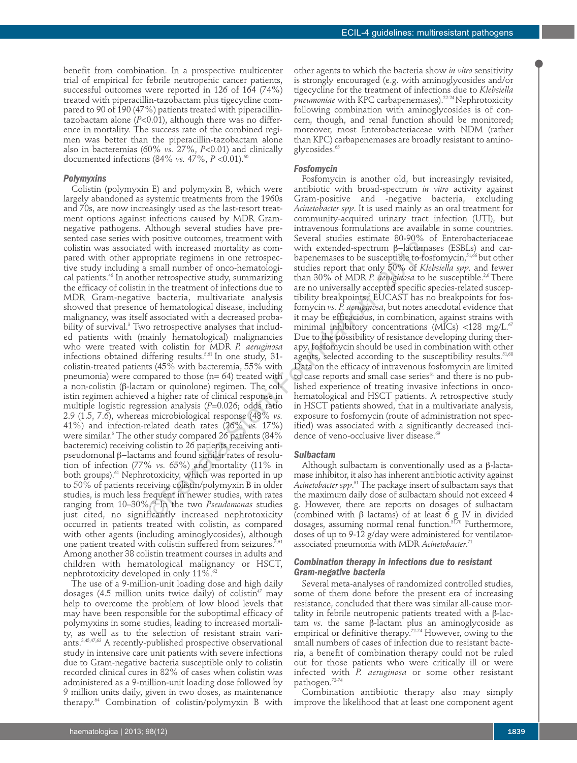benefit from combination. In a prospective multicenter trial of empirical for febrile neutropenic cancer patients, successful outcomes were reported in 126 of 164 (74%) treated with piperacillin-tazobactam plus tigecycline compared to 90 of 190 (47%) patients treated with piperacillin-tazobactam alone ($P$<0.01), although there was no difference in mortality. The success rate of the combined regimen was better than the piperacillin-tazobactam alone also in bacteremias (60% *vs.* 27%, $P$<0.01) and clinically documented infections (84% *vs.* 47%, $P$ <0.01).[60]

#### *Polymyxins*

Colistin (polymyxin E) and polymyxin B, which were largely abandoned as systemic treatments from the 1960s and 70s, are now increasingly used as the last-resort treatment options against infections caused by MDR Gram-negative pathogens. Although several studies have presented case series with positive outcomes, treatment with colistin was associated with increased mortality as compared with other appropriate regimens in one retrospective study including a small number of onco-hematological patients.[46] In another retrospective study, summarizing the efficacy of colistin in the treatment of infections due to MDR Gram-negative bacteria, multivariate analysis showed that presence of hematological disease, including malignancy, was itself associated with a decreased probability of survival.[3] Two retrospective analyses that included patients with (mainly hematological) malignancies who were treated with colistin for MDR *P. aeruginosa* infections obtained differing results.[5,61] In one study, 31-colistin-treated patients (45% with bacteremia, 55% with pneumonia) were compared to those (n= 64) treated with a non-colistin (β-lactam or quinolone) regimen. The colistin regimen achieved a higher rate of clinical response in multiple logistic regression analysis ($P$=0.026; odds ratio 2.9 (1.5, 7.6), whereas microbiological response (48% *vs.* 41%) and infection-related death rates (26% *vs.* 17%) were similar.[5] The other study compared 26 patients (84% bacteremic) receiving colistin to 26 patients receiving antipseudomonal β–lactams and found similar rates of resolution of infection (77% *vs.* 65%) and mortality (11% in both groups).[61] Nephrotoxicity, which was reported in up to 50% of patients receiving colistin/polymyxin B in older studies, is much less frequent in newer studies, with rates ranging from 10–30%.[44] In the two *Pseudomonas* studies just cited, no significantly increased nephrotoxicity occurred in patients treated with colistin, as compared with other agents (including aminoglycosides), although one patient treated with colistin suffered from seizures.[5,61] Among another 38 colistin treatment courses in adults and children with hematological malignancy or HSCT, nephrotoxicity developed in only 11%.[62]

The use of a 9-million-unit loading dose and high daily dosages (4.5 million units twice daily) of colistin[47] may help to overcome the problem of low blood levels that may have been responsible for the suboptimal efficacy of polymyxins in some studies, leading to increased mortality, as well as to the selection of resistant strain variants.[3,45,47,63] A recently-published prospective observational study in intensive care unit patients with severe infections due to Gram-negative bacteria susceptible only to colistin recorded clinical cures in 82% of cases when colistin was administered as a 9-million-unit loading dose followed by 9 million units daily, given in two doses, as maintenance therapy.[64] Combination of colistin/polymyxin B with other agents to which the bacteria show *in vitro* sensitivity is strongly encouraged (e.g. with aminoglycosides and/or tigecycline for the treatment of infections due to *Klebsiella pneumoniae* with KPC carbapenemases).[22-24] Nephrotoxicity following combination with aminoglycosides is of concern, though, and renal function should be monitored; moreover, most Enterobacteriaceae with NDM (rather than KPC) carbapenemases are broadly resistant to aminoglycosides.[65]

#### *Fosfomycin*

Fosfomycin is another old, but increasingly revisited, antibiotic with broad-spectrum *in vitro* activity against Gram-positive and -negative bacteria, excluding *Acinetobacter spp*. It is used mainly as an oral treatment for community-acquired urinary tract infection (UTI), but intravenous formulations are available in some countries. Several studies estimate 80-90% of Enterobacteriaceae with extended-spectrum β–lactamases (ESBLs) and carbapenemases to be susceptible to fosfomycin,[51,66] but other studies report that only 50% of *Klebsiella spp.* and fewer than 30% of MDR *P. aeruginosa* to be susceptible.[2,6] There are no universally accepted specific species-related susceptibility breakpoints;[2] EUCAST has no breakpoints for fosfomycin *vs. P. aeruginosa*, but notes anecdotal evidence that it may be efficacious, in combination, against strains with minimal inhibitory concentrations (MICs) <128 mg/L.[67] Due to the possibility of resistance developing during therapy, fosfomycin should be used in combination with other agents, selected according to the susceptibility results.[51,68] Data on the efficacy of intravenous fosfomycin are limited to case reports and small case series[51] and there is no published experience of treating invasive infections in onco-hematological and HSCT patients. A retrospective study in HSCT patients showed, that in a multivariate analysis, exposure to fosfomycin (route of administration not specified) was associated with a significantly decreased incidence of veno-occlusive liver disease.[69]

#### *Sulbactam*

Although sulbactam is conventionally used as a β-lactamase inhibitor, it also has inherent antibiotic activity against *Acinetobacter spp*.[31] The package insert of sulbactam says that the maximum daily dose of sulbactam should not exceed 4 g. However, there are reports on dosages of sulbactam (combined with β lactams) of at least 6 g IV in divided dosages, assuming normal renal function.[31,70] Furthermore, doses of up to 9-12 g/day were administered for ventilator-associated pneumonia with MDR *Acinetobacter*.[71]

#### *Combination therapy in infections due to resistant Gram-negative bacteria*

Several meta-analyses of randomized controlled studies, some of them done before the present era of increasing resistance, concluded that there was similar all-cause mortality in febrile neutropenic patients treated with a β-lactam *vs.* the same β-lactam plus an aminoglycoside as empirical or definitive therapy.[72-74] However, owing to the small numbers of cases of infection due to resistant bacteria, a benefit of combination therapy could not be ruled out for those patients who were critically ill or were infected with *P. aeruginosa* or some other resistant pathogen.[72-74]

Combination antibiotic therapy also may simply improve the likelihood that at least one component agent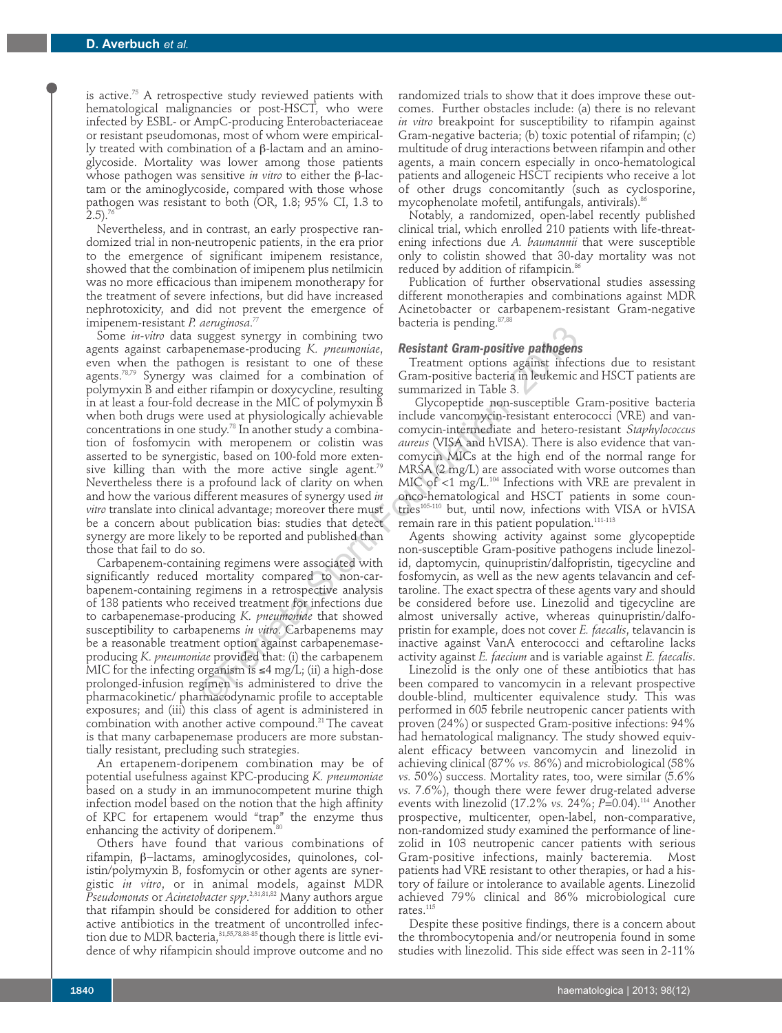is active.[75] A retrospective study reviewed patients with hematological malignancies or post-HSCT, who were infected by ESBL- or AmpC-producing Enterobacteriaceae or resistant pseudomonas, most of whom were empirically treated with combination of a β-lactam and an aminoglycoside. Mortality was lower among those patients whose pathogen was sensitive *in vitro* to either the β-lactam or the aminoglycoside, compared with those whose pathogen was resistant to both (OR, 1.8; 95% CI, 1.3 to 2.5).[76]

Nevertheless, and in contrast, an early prospective randomized trial in non-neutropenic patients, in the era prior to the emergence of significant imipenem resistance, showed that the combination of imipenem plus netilmicin was no more efficacious than imipenem monotherapy for the treatment of severe infections, but did have increased nephrotoxicity, and did not prevent the emergence of imipenem-resistant *P. aeruginosa*.[77]

Some *in-vitro* data suggest synergy in combining two agents against carbapenemase-producing *K. pneumoniae*, even when the pathogen is resistant to one of these agents.[78,79] Synergy was claimed for a combination of polymyxin B and either rifampin or doxycycline, resulting in at least a four-fold decrease in the MIC of polymyxin B when both drugs were used at physiologically achievable concentrations in one study.[78] In another study a combination of fosfomycin with meropenem or colistin was asserted to be synergistic, based on 100-fold more extensive killing than with the more active single agent.[79] Nevertheless there is a profound lack of clarity on when and how the various different measures of synergy used *in vitro* translate into clinical advantage; moreover there must be a concern about publication bias: studies that detect synergy are more likely to be reported and published than those that fail to do so.

Carbapenem-containing regimens were associated with significantly reduced mortality compared to non-carbapenem-containing regimens in a retrospective analysis of 138 patients who received treatment for infections due to carbapenemase-producing *K. pneumoniae* that showed susceptibility to carbapenems *in vitro*. Carbapenems may be a reasonable treatment option against carbapenemase-producing *K. pneumoniae* provided that: (i) the carbapenem MIC for the infecting organism is ≤4 mg/L; (ii) a high-dose prolonged-infusion regimen is administered to drive the pharmacokinetic/ pharmacodynamic profile to acceptable exposures; and (iii) this class of agent is administered in combination with another active compound.[21] The caveat is that many carbapenemase producers are more substantially resistant, precluding such strategies.

An ertapenem-doripenem combination may be of potential usefulness against KPC-producing *K. pneumoniae* based on a study in an immunocompetent murine thigh infection model based on the notion that the high affinity of KPC for ertapenem would "trap" the enzyme thus enhancing the activity of doripenem.[80]

Others have found that various combinations of rifampin, β–lactams, aminoglycosides, quinolones, colistin/polymyxin B, fosfomycin or other agents are synergistic *in vitro*, or in animal models, against MDR *Pseudomonas* or *Acinetobacter spp*.[2,31,81,82] Many authors argue that rifampin should be considered for addition to other active antibiotics in the treatment of uncontrolled infection due to MDR bacteria,[31,55,78,83-85] though there is little evidence of why rifampicin should improve outcome and no randomized trials to show that it does improve these outcomes. Further obstacles include: (a) there is no relevant *in vitro* breakpoint for susceptibility to rifampin against Gram-negative bacteria; (b) toxic potential of rifampin; (c) multitude of drug interactions between rifampin and other agents, a main concern especially in onco-hematological patients and allogeneic HSCT recipients who receive a lot of other drugs concomitantly (such as cyclosporine, mycophenolate mofetil, antifungals, antivirals).[86]

Notably, a randomized, open-label recently published clinical trial, which enrolled 210 patients with life-threatening infections due *A. baumannii* that were susceptible only to colistin showed that 30-day mortality was not reduced by addition of rifampicin.[86]

Publication of further observational studies assessing different monotherapies and combinations against MDR Acinetobacter or carbapenem-resistant Gram-negative bacteria is pending.[87,88]

### *Resistant Gram-positive pathogens*

Treatment options against infections due to resistant Gram-positive bacteria in leukemic and HSCT patients are summarized in Table 3.

Glycopeptide non-susceptible Gram-positive bacteria include vancomycin-resistant enterococci (VRE) and vancomycin-intermediate and hetero-resistant *Staphylococcus aureus* (VISA and hVISA). There is also evidence that vancomycin MICs at the high end of the normal range for MRSA (2 mg/L) are associated with worse outcomes than MIC of <1 mg/L.[104] Infections with VRE are prevalent in onco-hematological and HSCT patients in some countries[105-110] but, until now, infections with VISA or hVISA remain rare in this patient population.[111-113]

Agents showing activity against some glycopeptide non-susceptible Gram-positive pathogens include linezolid, daptomycin, quinupristin/dalfopristin, tigecycline and fosfomycin, as well as the new agents telavancin and ceftaroline. The exact spectra of these agents vary and should be considered before use. Linezolid and tigecycline are almost universally active, whereas quinupristin/dalfopristin for example, does not cover *E. faecalis*, telavancin is inactive against VanA enterococci and ceftaroline lacks activity against *E. faecium* and is variable against *E. faecalis*.

Linezolid is the only one of these antibiotics that has been compared to vancomycin in a relevant prospective double-blind, multicenter equivalence study. This was performed in 605 febrile neutropenic cancer patients with proven (24%) or suspected Gram-positive infections: 94% had hematological malignancy. The study showed equivalent efficacy between vancomycin and linezolid in achieving clinical (87% *vs.* 86%) and microbiological (58% *vs.* 50%) success. Mortality rates, too, were similar (5.6% *vs.* 7.6%), though there were fewer drug-related adverse events with linezolid (17.2% *vs.* 24%; $P$=0.04).[114] Another prospective, multicenter, open-label, non-comparative, non-randomized study examined the performance of linezolid in 103 neutropenic cancer patients with serious Gram-positive infections, mainly bacteremia. Most patients had VRE resistant to other therapies, or had a history of failure or intolerance to available agents. Linezolid achieved 79% clinical and 86% microbiological cure rates.[115]

Despite these positive findings, there is a concern about the thrombocytopenia and/or neutropenia found in some studies with linezolid. This side effect was seen in 2-11%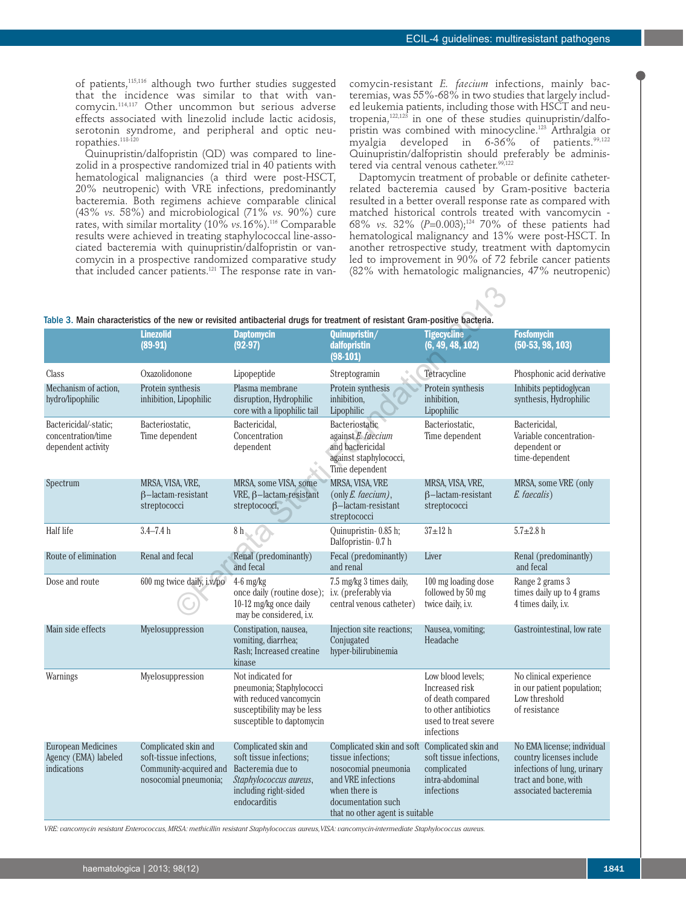of patients,[115,116] although two further studies suggested that the incidence was similar to that with vancomycin.[114,117] Other uncommon but serious adverse effects associated with linezolid include lactic acidosis, serotonin syndrome, and peripheral and optic neuropathies.[118-120]

Quinupristin/dalfopristin (QD) was compared to linezolid in a prospective randomized trial in 40 patients with hematological malignancies (a third were post-HSCT, 20% neutropenic) with VRE infections, predominantly bacteremia. Both regimens achieve comparable clinical (43% *vs.* 58%) and microbiological (71% *vs.* 90%) cure rates, with similar mortality (10% *vs.* 16%).[116] Comparable results were achieved in treating staphylococcal line-associated bacteremia with quinupristin/dalfopristin or vancomycin in a prospective randomized comparative study that included cancer patients.[121] The response rate in vancomycin-resistant *E. faecium* infections, mainly bacteremias, was 55%-68% in two studies that largely included leukemia patients, including those with HSCT and neutropenia,[122,123] in one of these studies quinupristin/dalfopristin was combined with minocycline.[123] Arthralgia or myalgia developed in 6-36% of patients.[99,122] Quinupristin/dalfopristin should preferably be administered via central venous catheter.[99,122]

Daptomycin treatment of probable or definite catheter-related bacteremia caused by Gram-positive bacteria resulted in a better overall response rate as compared with matched historical controls treated with vancomycin - 68% *vs.* 32% ($P$=0.003);[124] 70% of these patients had hematological malignancy and 13% were post-HSCT. In another retrospective study, treatment with daptomycin led to improvement in 90% of 72 febrile cancer patients (82% with hematologic malignancies, 47% neutropenic)

**Table 3. Main characteristics of the new or revisited antibacterial drugs for treatment of resistant Gram-positive bacteria.**

| | Linezolid (89-91) | Daptomycin (92-97) | Quinupristin/ dalfopristin (98-101) | Tigecycline (6, 49, 48, 102) | Fosfomycin (50-53, 98, 103) |
|---|---|---|---|---|---|
| Class | Oxazolidonone | Lipopeptide | Streptogramin | Tetracycline | Phosphonic acid derivative |
| Mechanism of action, hydro/lipophilic | Protein synthesis inhibition, Lipophilic | Plasma membrane disruption, Hydrophilic core with a lipophilic tail | Protein synthesis inhibition, Lipophilic | Protein synthesis inhibition, Lipophilic | Inhibits peptidoglycan synthesis, Hydrophilic |
| Bactericidal/-static; concentration/time dependent activity | Bacteriostatic, Time dependent | Bactericidal, Concentration dependent | Bacteriostatic against *E. faecium* and bactericidal against staphylococci, Time dependent | Bacteriostatic, Time dependent | Bactericidal, Variable concentration-dependent or time-dependent |
| Spectrum | MRSA, VISA, VRE, β–lactam-resistant streptococci | MRSA, some VISA, some VRE, β–lactam-resistant streptococci, | MRSA, VISA, VRE (only *E. faecium)*, β–lactam-resistant streptococci | MRSA, VISA, VRE, β–lactam-resistant streptococci | MRSA, some VRE (only *E. faecalis*) |
| Half life | 3.4–7.4 h | 8 h | Quinupristin- 0.85 h; Dalfopristin- 0.7 h | 37±12 h | 5.7±2.8 h |
| Route of elimination | Renal and fecal | Renal (predominantly) and fecal | Fecal (predominantly) and renal | Liver | Renal (predominantly) and fecal |
| Dose and route | 600 mg twice daily, i.v./po | 4-6 mg/kg once daily (routine dose); 10-12 mg/kg once daily may be considered, i.v. | 7.5 mg/kg 3 times daily, i.v. (preferably via central venous catheter) | 100 mg loading dose followed by 50 mg twice daily, i.v. | Range 2 grams 3 times daily up to 4 grams 4 times daily, i.v. |
| Main side effects | Myelosuppression | Constipation, nausea, vomiting, diarrhea; Rash; Increased creatine kinase | Injection site reactions; Conjugated hyper-bilirubinemia | Nausea, vomiting; Headache | Gastrointestinal, low rate |
| Warnings | Myelosuppression | Not indicated for pneumonia; Staphylococci with reduced vancomycin susceptibility may be less susceptible to daptomycin | | Low blood levels; Increased risk of death compared to other antibiotics used to treat severe infections | No clinical experience in our patient population; Low threshold of resistance |
| European Medicines Agency (EMA) labeled indications | Complicated skin and soft-tissue infections, Community-acquired and nosocomial pneumonia; | Complicated skin and soft tissue infections; Bacteremia due to *Staphylococcus aureus*, including right-sided endocarditis | Complicated skin and soft tissue infections; nosocomial pneumonia and VRE infections when there is documentation such that no other agent is suitable | Complicated skin and soft tissue infections, complicated intra-abdominal infections | No EMA license; individual country licenses include infections of lung, urinary tract and bone, with associated bacteremia |

*VRE: vancomycin resistant Enterococcus, MRSA: methicillin resistant Staphylococcus aureus, VISA: vancomycin-intermediate Staphylococcus aureus.*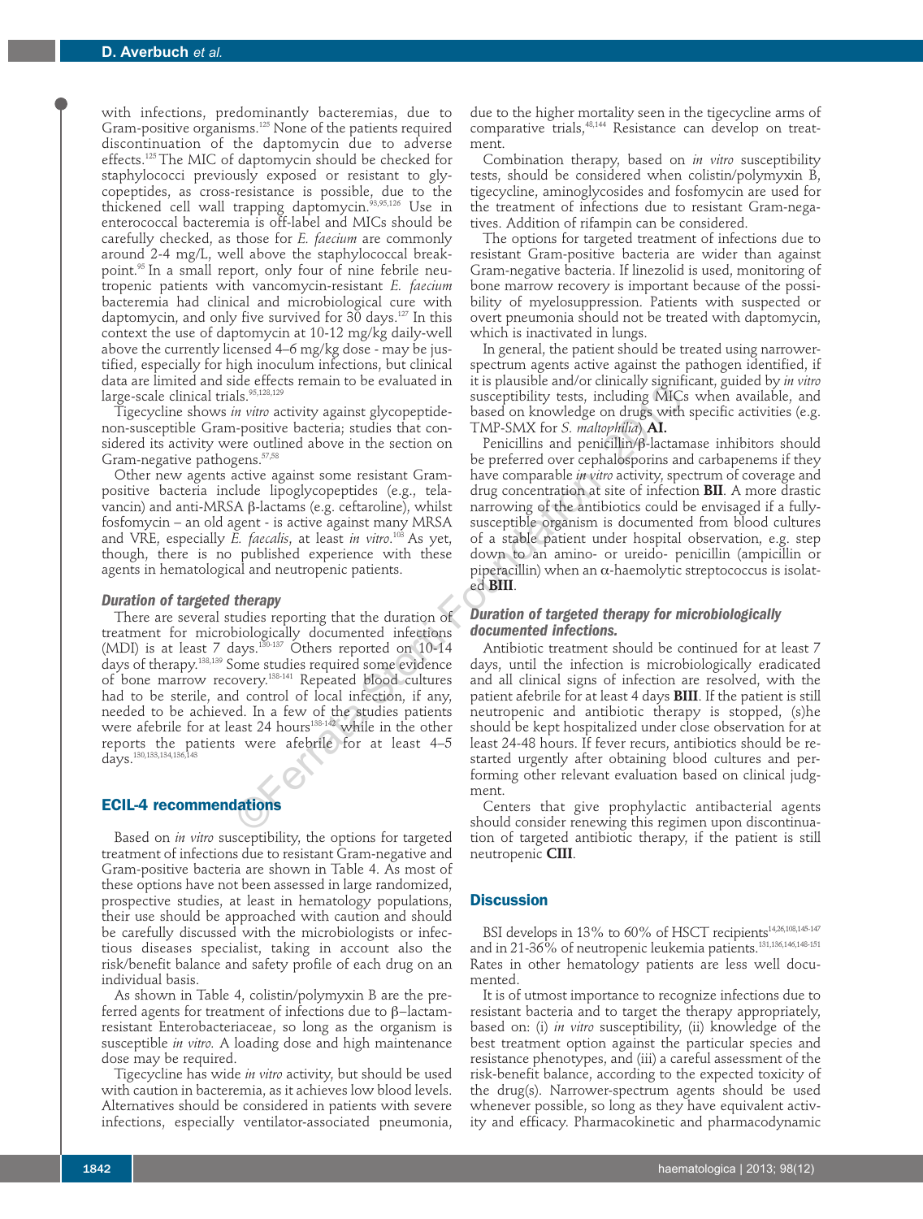with infections, predominantly bacteremias, due to Gram-positive organisms.[125] None of the patients required discontinuation of the daptomycin due to adverse effects.[125] The MIC of daptomycin should be checked for staphylococci previously exposed or resistant to glycopeptides, as cross-resistance is possible, due to the thickened cell wall trapping daptomycin.[93,95,126] Use in enterococcal bacteremia is off-label and MICs should be carefully checked, as those for *E. faecium* are commonly around 2-4 mg/L, well above the staphylococcal breakpoint.[95] In a small report, only four of nine febrile neutropenic patients with vancomycin-resistant *E. faecium* bacteremia had clinical and microbiological cure with daptomycin, and only five survived for 30 days.[127] In this context the use of daptomycin at 10-12 mg/kg daily-well above the currently licensed 4–6 mg/kg dose - may be justified, especially for high inoculum infections, but clinical data are limited and side effects remain to be evaluated in large-scale clinical trials.[95,128,129]

Tigecycline shows *in vitro* activity against glycopeptide-non-susceptible Gram-positive bacteria; studies that considered its activity were outlined above in the section on Gram-negative pathogens.[57,58]

Other new agents active against some resistant Gram-positive bacteria include lipoglycopeptides (e.g., telavancin) and anti-MRSA β-lactams (e.g. ceftaroline), whilst fosfomycin – an old agent - is active against many MRSA and VRE, especially *E. faecalis*, at least *in vitro*.[103] As yet, though, there is no published experience with these agents in hematological and neutropenic patients.

### *Duration of targeted therapy*

There are several studies reporting that the duration of treatment for microbiologically documented infections (MDI) is at least 7 days.[130-137] Others reported on 10-14 days of therapy.[138,139] Some studies required some evidence of bone marrow recovery.[138-141] Repeated blood cultures had to be sterile, and control of local infection, if any, needed to be achieved. In a few of the studies patients were afebrile for at least 24 hours[138-142] while in the other reports the patients were afebrile for at least 4–5 days.[130,133,134,136,143]

## ECIL-4 recommendations

Based on *in vitro* susceptibility, the options for targeted treatment of infections due to resistant Gram-negative and Gram-positive bacteria are shown in Table 4. As most of these options have not been assessed in large randomized, prospective studies, at least in hematology populations, their use should be approached with caution and should be carefully discussed with the microbiologists or infectious diseases specialist, taking in account also the risk/benefit balance and safety profile of each drug on an individual basis.

As shown in Table 4, colistin/polymyxin B are the preferred agents for treatment of infections due to β–lactam-resistant Enterobacteriaceae, so long as the organism is susceptible *in vitro*. A loading dose and high maintenance dose may be required.

Tigecycline has wide *in vitro* activity, but should be used with caution in bacteremia, as it achieves low blood levels. Alternatives should be considered in patients with severe infections, especially ventilator-associated pneumonia, due to the higher mortality seen in the tigecycline arms of comparative trials,[48,144] Resistance can develop on treatment.

Combination therapy, based on *in vitro* susceptibility tests, should be considered when colistin/polymyxin B, tigecycline, aminoglycosides and fosfomycin are used for the treatment of infections due to resistant Gram-negatives. Addition of rifampin can be considered.

The options for targeted treatment of infections due to resistant Gram-positive bacteria are wider than against Gram-negative bacteria. If linezolid is used, monitoring of bone marrow recovery is important because of the possibility of myelosuppression. Patients with suspected or overt pneumonia should not be treated with daptomycin, which is inactivated in lungs.

In general, the patient should be treated using narrower-spectrum agents active against the pathogen identified, if it is plausible and/or clinically significant, guided by *in vitro* susceptibility tests, including MICs when available, and based on knowledge on drugs with specific activities (e.g. TMP-SMX for *S. maltophilia*) **AI.**

Penicillins and penicillin/β-lactamase inhibitors should be preferred over cephalosporins and carbapenems if they have comparable *in vitro* activity, spectrum of coverage and drug concentration at site of infection **BII**. A more drastic narrowing of the antibiotics could be envisaged if a fully-susceptible organism is documented from blood cultures of a stable patient under hospital observation, e.g. step down to an amino- or ureido- penicillin (ampicillin or piperacillin) when an α-haemolytic streptococcus is isolated **BIII**.

### *Duration of targeted therapy for microbiologically documented infections.*

Antibiotic treatment should be continued for at least 7 days, until the infection is microbiologically eradicated and all clinical signs of infection are resolved, with the patient afebrile for at least 4 days **BIII**. If the patient is still neutropenic and antibiotic therapy is stopped, (s)he should be kept hospitalized under close observation for at least 24-48 hours. If fever recurs, antibiotics should be restarted urgently after obtaining blood cultures and performing other relevant evaluation based on clinical judgment.

Centers that give prophylactic antibacterial agents should consider renewing this regimen upon discontinuation of targeted antibiotic therapy, if the patient is still neutropenic **CIII**.

## Discussion

BSI develops in 13% to 60% of HSCT recipients[14,26,108,145-147] and in 21-36% of neutropenic leukemia patients.[131,136,146,148-151] Rates in other hematology patients are less well documented.

It is of utmost importance to recognize infections due to resistant bacteria and to target the therapy appropriately, based on: (i) *in vitro* susceptibility, (ii) knowledge of the best treatment option against the particular species and resistance phenotypes, and (iii) a careful assessment of the risk-benefit balance, according to the expected toxicity of the drug(s). Narrower-spectrum agents should be used whenever possible, so long as they have equivalent activity and efficacy. Pharmacokinetic and pharmacodynamic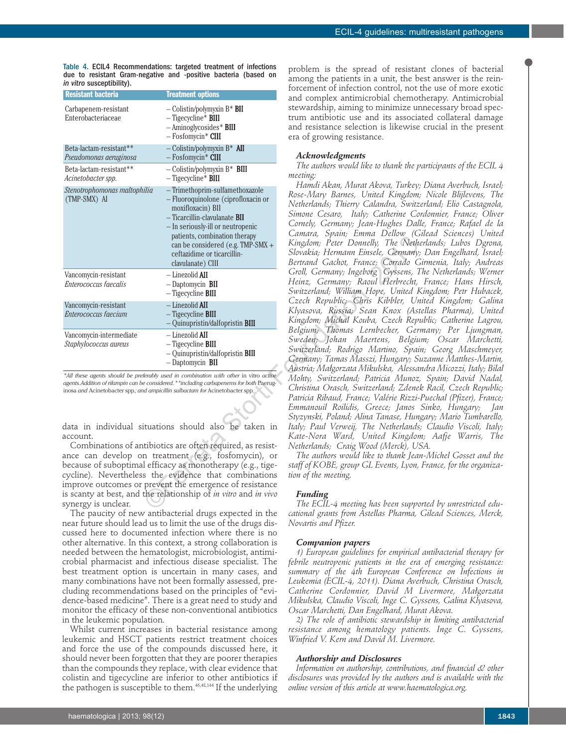Table 4. ECIL4 Recommendations: targeted treatment of infections due to resistant Gram-negative and -positive bacteria (based on *in vitro* susceptibility).

| Resistant bacteria | Treatment options |
|---|---|
| Carbapenem-resistant Enterobacteriaceae | – Colistin/polymyxin B* **BII**<br>– Tigecycline* **BIII**<br>– Aminoglycosides* **BIII**<br>– Fosfomycin* **CIII** |
| Beta-lactam-resistant** *Pseudomonas aeruginosa* | – Colistin/polymyxin B* **AII**<br>– Fosfomycin* **CIII** |
| Beta-lactam-resistant** *Acinetobacter spp.* | – Colistin/polymyxin B* **BIII**<br>– Tigecycline* **BIII** |
| *Stenotrophomonas maltophilia* (TMP-SMX) AI | – Trimethoprim-sulfamethoxazole<br>– Fluoroquinolone (ciprofloxacin or moxifloxacin) BII<br>– Ticarcillin-clavulanate **BII**<br>– In seriously-ill or neutropenic patients, combination therapy can be considered (e.g. TMP-SMX + ceftazidime or ticarcillin-clavulanate) CIII |
| Vancomycin-resistant *Enterococcus faecalis* | – Linezolid **AII**<br>– Daptomycin **BII**<br>– Tigecycline **BIII** |
| Vancomycin-resistant *Enterococcus faecium* | – Linezolid **AII**<br>– Tigecycline **BIII**<br>– Quinupristin/dalfopristin **BIII** |
| Vancomycin-intermediate *Staphylococcus aureus* | – Linezolid **AII**<br>– Tigecycline **BIII**<br>– Quinupristin/dalfopristin **BIII**<br>– Daptomycin **BII** |

*All these agents should be preferably used in combination with other in vitro active agents.Addition of rifampin can be considered. **including carbapenems for both* P. aeruginosa *and* Acinetobacter spp.*; and ampicillin sulbactam for* Acinetobacter spp.

data in individual situations should also be taken in account.

Combinations of antibiotics are often required, as resistance can develop on treatment (e.g., fosfomycin), or because of suboptimal efficacy as monotherapy (e.g., tigecycline). Nevertheless the evidence that combinations improve outcomes or prevent the emergence of resistance is scanty at best, and the relationship of *in vitro* and *in vivo* synergy is unclear.

The paucity of new antibacterial drugs expected in the near future should lead us to limit the use of the drugs discussed here to documented infection where there is no other alternative. In this context, a strong collaboration is needed between the hematologist, microbiologist, antimicrobial pharmacist and infectious disease specialist. The best treatment option is uncertain in many cases, and many combinations have not been formally assessed, precluding recommendations based on the principles of "evidence-based medicine". There is a great need to study and monitor the efficacy of these non-conventional antibiotics in the leukemic population.

Whilst current increases in bacterial resistance among leukemic and HSCT patients restrict treatment choices and force the use of the compounds discussed here, it should never been forgotten that they are poorer therapies than the compounds they replace, with clear evidence that colistin and tigecycline are inferior to other antibiotics if the pathogen is susceptible to them.[46,48,144] If the underlying problem is the spread of resistant clones of bacterial among the patients in a unit, the best answer is the reinforcement of infection control, not the use of more exotic and complex antimicrobial chemotherapy. Antimicrobial stewardship, aiming to minimize unnecessary broad spectrum antibiotic use and its associated collateral damage and resistance selection is likewise crucial in the present era of growing resistance.

### Acknowledgments

*The authors would like to thank the participants of the ECIL 4 meeting:*

*Hamdi Akan, Murat Akova, Turkey; Diana Averbuch, Israel; Rose-Mary Barnes, United Kingdom; Nicole Blijlevens, The Netherlands; Thierry Calandra, Switzerland; Elio Castagnola, Simone Cesaro, Italy; Catherine Cordonnier, France; Oliver Cornely, Germany; Jean-Hughes Dalle, France; Rafael de la Camara, Spain; Emma Dellow (Gilead Sciences) United Kingdom; Peter Donnelly, The Netherlands; Lubos Dgrona, Slovakia; Hermann Einsele, Germany; Dan Engelhard, Israel; Bertrand Gachot, France; Corrado Girmenia, Italy; Andreas Groll, Germany; Ingeborg Gyssens, The Netherlands; Werner Heinz, Germany; Raoul Herbrecht, France; Hans Hirsch, Switzerland; William Hope, United Kingdom; Petr Hubacek, Czech Republic; Chris Kibbler, United Kingdom; Galina Klyasova, Russia; Sean Knox (Astellas Pharma), United Kingdom; Michal Kouba, Czech Republic; Catherine Lagrou, Belgium; Thomas Lernbecher, Germany; Per Ljungman, Sweden; Johan Maertens, Belgium; Oscar Marchetti, Switzerland; Rodrigo Martino, Spain; Georg Maschmeyer, Germany; Tamas Masszi, Hungary; Suzanne Matthes-Martin, Austria; Małgorzata Mikulska, Alessandra Micozzi, Italy; Bilal Mohty, Switzerland; Patricia Munoz, Spain; David Nadal, Christina Orasch, Switzerland; Zdenek Racil, Czech Republic; Patricia Ribaud, France; Valérie Rizzi-Puechal (Pfizer), France; Emmanouil Roilidis, Greece; Janos Sinko, Hungary; Jan Styzynski, Poland; Alina Tanase, Hungary; Mario Tumbarello, Italy; Paul Verweij, The Netherlands; Claudio Viscoli, Italy; Kate-Nora Ward, United Kingdom; Aafje Warris, The Netherlands; Craig Wood (Merck), USA.*

*The authors would like to thank Jean-Michel Gosset and the staff of KOBE, group GL Events, Lyon, France, for the organization of the meeting.*

### Funding

*The ECIL-4 meeting has been supported by unrestricted educational grants from Astellas Pharma, Gilead Sciences, Merck, Novartis and Pfizer.*

### Companion papers

*1) European guidelines for empirical antibacterial therapy for febrile neutropenic patients in the era of emerging resistance: summary of the 4th European Conference on Infections in Leukemia (ECIL-4, 2011). Diana Averbuch, Christina Orasch, Catherine Cordonnier, David M Livermore, Małgorzata Mikulska, Claudio Viscoli, Inge C. Gyssens, Galina Klyasova, Oscar Marchetti, Dan Engelhard, Murat Akova.*

*2) The role of antibiotic stewardship in limiting antibacterial resistance among hematology patients. Inge C. Gyssens, Winfried V. Kern and David M. Livermore.*

### Authorship and Disclosures

*Information on authorship, contributions, and financial & other disclosures was provided by the authors and is available with the online version of this article at www.haematologica.org.*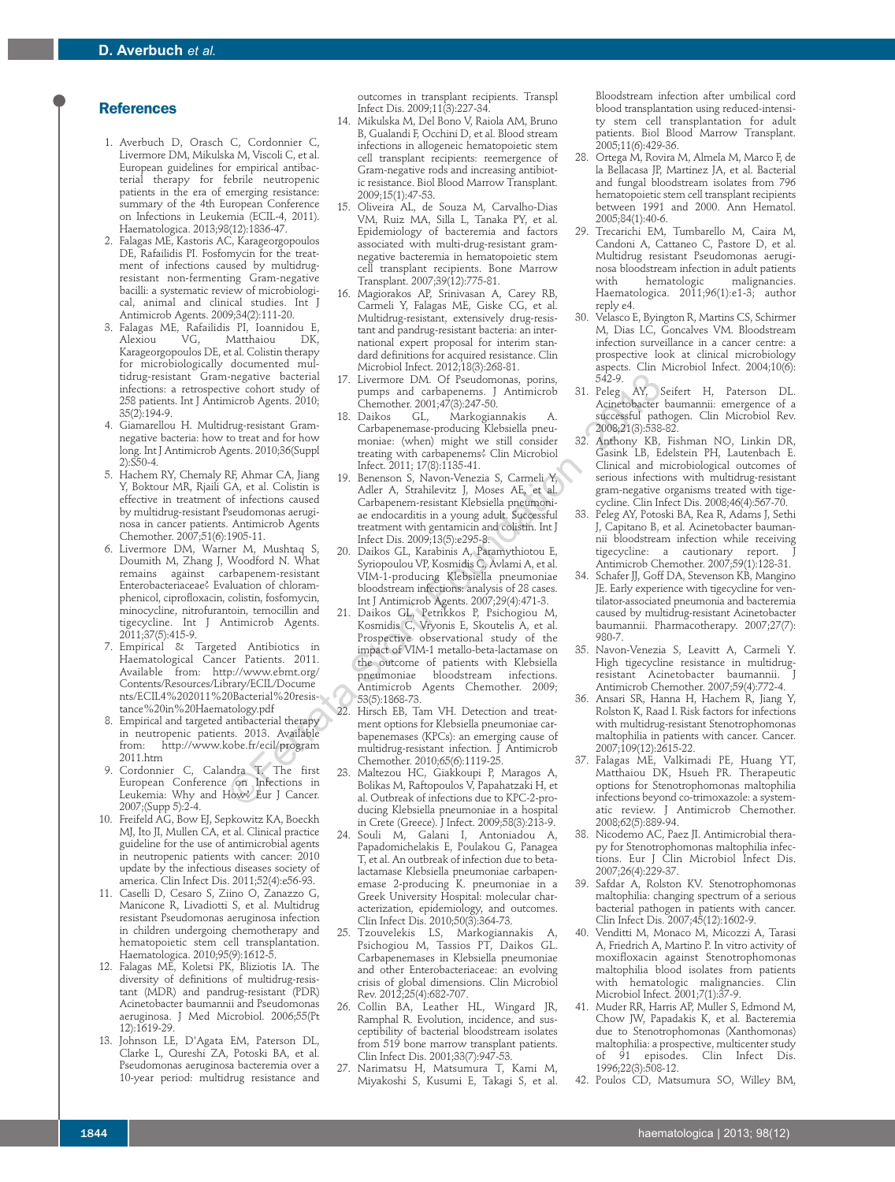## References

1. Averbuch D, Orasch C, Cordonnier C, Livermore DM, Mikulska M, Viscoli C, et al. European guidelines for empirical antibacterial therapy for febrile neutropenic patients in the era of emerging resistance: summary of the 4th European Conference on Infections in Leukemia (ECIL-4, 2011). Haematologica. 2013;98(12):1836-47.
2. Falagas ME, Kastoris AC, Karageorgopoulos DE, Rafailidis PI. Fosfomycin for the treatment of infections caused by multidrug-resistant non-fermenting Gram-negative bacilli: a systematic review of microbiological, animal and clinical studies. Int J Antimicrob Agents. 2009;34(2):111-20.
3. Falagas ME, Rafailidis PI, Ioannidou E, Alexiou VG, Matthaiou DK, Karageorgopoulos DE, et al. Colistin therapy for microbiologically documented multidrug-resistant Gram-negative bacterial infections: a retrospective cohort study of 258 patients. Int J Antimicrob Agents. 2010;35(2):194-9.
4. Giamarellou H. Multidrug-resistant Gram-negative bacteria: how to treat and for how long. Int J Antimicrob Agents. 2010;36(Suppl 2):S50-4.
5. Hachem RY, Chemaly RF, Ahmar CA, Jiang Y, Boktour MR, Rjaili GA, et al. Colistin is effective in treatment of infections caused by multidrug-resistant Pseudomonas aeruginosa in cancer patients. Antimicrob Agents Chemother. 2007;51(6):1905-11.
6. Livermore DM, Warner M, Mushtaq S, Doumith M, Zhang J, Woodford N. What remains against carbapenem-resistant Enterobacteriaceae? Evaluation of chloramphenicol, ciprofloxacin, colistin, fosfomycin, minocycline, nitrofurantoin, temocillin and tigecycline. Int J Antimicrob Agents. 2011;37(5):415-9.
7. Empirical & Targeted Antibiotics in Haematological Cancer Patients. 2011. Available from: http://www.ebmt.org/Contents/Resources/Library/ECIL/Documents/ECIL4%202011%20Bacterial%20resistance%20in%20Haematology.pdf
8. Empirical and targeted antibacterial therapy in neutropenic patients. 2013. Available from: http://www.kobe.fr/ecil/program2011.htm
9. Cordonnier C, Calandra T. The first European Conference on Infections in Leukemia: Why and How? Eur J Cancer. 2007;(Supp 5):2-4.
10. Freifeld AG, Bow EJ, Sepkowitz KA, Boeckh MJ, Ito JI, Mullen CA, et al. Clinical practice guideline for the use of antimicrobial agents in neutropenic patients with cancer: 2010 update by the infectious diseases society of america. Clin Infect Dis. 2011;52(4):e56-93.
11. Caselli D, Cesaro S, Ziino O, Zanazzo G, Manicone R, Livadiotti S, et al. Multidrug resistant Pseudomonas aeruginosa infection in children undergoing chemotherapy and hematopoietic stem cell transplantation. Haematologica. 2010;95(9):1612-5.
12. Falagas ME, Koletsi PK, Bliziotis IA. The diversity of definitions of multidrug-resistant (MDR) and pandrug-resistant (PDR) Acinetobacter baumannii and Pseudomonas aeruginosa. J Med Microbiol. 2006;55(Pt 12):1619-29.
13. Johnson LE, D'Agata EM, Paterson DL, Clarke L, Qureshi ZA, Potoski BA, et al. Pseudomonas aeruginosa bacteremia over a 10-year period: multidrug resistance and outcomes in transplant recipients. Transpl Infect Dis. 2009;11(3):227-34.
14. Mikulska M, Del Bono V, Raiola AM, Bruno B, Gualandi F, Occhini D, et al. Blood stream infections in allogeneic hematopoietic stem cell transplant recipients: reemergence of Gram-negative rods and increasing antibiotic resistance. Biol Blood Marrow Transplant. 2009;15(1):47-53.
15. Oliveira AL, de Souza M, Carvalho-Dias VM, Ruiz MA, Silla L, Tanaka PY, et al. Epidemiology of bacteremia and factors associated with multi-drug-resistant gram-negative bacteremia in hematopoietic stem cell transplant recipients. Bone Marrow Transplant. 2007;39(12):775-81.
16. Magiorakos AP, Srinivasan A, Carey RB, Carmeli Y, Falagas ME, Giske CG, et al. Multidrug-resistant, extensively drug-resistant and pandrug-resistant bacteria: an international expert proposal for interim standard definitions for acquired resistance. Clin Microbiol Infect. 2012;18(3):268-81.
17. Livermore DM. Of Pseudomonas, porins, pumps and carbapenems. J Antimicrob Chemother. 2001;47(3):247-50.
18. Daikos GL, Markogiannakis A. Carbapenemase-producing Klebsiella pneumoniae: (when) might we still consider treating with carbapenems? Clin Microbiol Infect. 2011; 17(8):1135-41.
19. Benenson S, Navon-Venezia S, Carmeli Y, Adler A, Strahilevitz J, Moses AE, et al. Carbapenem-resistant Klebsiella pneumoniae endocarditis in a young adult. Successful treatment with gentamicin and colistin. Int J Infect Dis. 2009;13(5):e295-8.
20. Daikos GL, Karabinis A, Paramythiotou E, Syriopoulou VP, Kosmidis C, Avlami A, et al. VIM-1-producing Klebsiella pneumoniae bloodstream infections: analysis of 28 cases. Int J Antimicrob Agents. 2007;29(4):471-3.
21. Daikos GL, Petrikkos P, Psichogiou M, Kosmidis C, Vryonis E, Skoutelis A, et al. Prospective observational study of the impact of VIM-1 metallo-beta-lactamase on the outcome of patients with Klebsiella pneumoniae bloodstream infections. Antimicrob Agents Chemother. 2009; 53(5):1868-73.
22. Hirsch EB, Tam VH. Detection and treatment options for Klebsiella pneumoniae carbapenemases (KPCs): an emerging cause of multidrug-resistant infection. J Antimicrob Chemother. 2010;65(6):1119-25.
23. Maltezou HC, Giakkoupi P, Maragos A, Bolikas M, Raftopoulos V, Papahatzaki H, et al. Outbreak of infections due to KPC-2-producing Klebsiella pneumoniae in a hospital in Crete (Greece). J Infect. 2009;58(3):213-9.
24. Souli M, Galani I, Antoniadou A, Papadomichelakis E, Poulakou G, Panagea T, et al. An outbreak of infection due to beta-lactamase Klebsiella pneumoniae carbapenemase 2-producing K. pneumoniae in a Greek University Hospital: molecular characterization, epidemiology, and outcomes. Clin Infect Dis. 2010;50(3):364-73.
25. Tzouvelekis LS, Markogiannakis A, Psichogiou M, Tassios PT, Daikos GL. Carbapenemases in Klebsiella pneumoniae and other Enterobacteriaceae: an evolving crisis of global dimensions. Clin Microbiol Rev. 2012;25(4):682-707.
26. Collin BA, Leather HL, Wingard JR, Ramphal R. Evolution, incidence, and susceptibility of bacterial bloodstream isolates from 519 bone marrow transplant patients. Clin Infect Dis. 2001;33(7):947-53.
27. Narimatsu H, Matsumura T, Kami M, Miyakoshi S, Kusumi E, Takagi S, et al. Bloodstream infection after umbilical cord blood transplantation using reduced-intensity stem cell transplantation for adult patients. Biol Blood Marrow Transplant. 2005;11(6):429-36.
28. Ortega M, Rovira M, Almela M, Marco F, de la Bellacasa JP, Martinez JA, et al. Bacterial and fungal bloodstream isolates from 796 hematopoietic stem cell transplant recipients between 1991 and 2000. Ann Hematol. 2005;84(1):40-6.
29. Trecarichi EM, Tumbarello M, Caira M, Candoni A, Cattaneo C, Pastore D, et al. Multidrug resistant Pseudomonas aeruginosa bloodstream infection in adult patients with hematologic malignancies. Haematologica. 2011;96(1):e1-3; author reply e4.
30. Velasco E, Byington R, Martins CS, Schirmer M, Dias LC, Goncalves VM. Bloodstream infection surveillance in a cancer centre: a prospective look at clinical microbiology aspects. Clin Microbiol Infect. 2004;10(6): 542-9.
31. Peleg AY, Seifert H, Paterson DL. Acinetobacter baumannii: emergence of a successful pathogen. Clin Microbiol Rev. 2008;21(3):538-82.
32. Anthony KB, Fishman NO, Linkin DR, Gasink LB, Edelstein PH, Lautenbach E. Clinical and microbiological outcomes of serious infections with multidrug-resistant gram-negative organisms treated with tigecycline. Clin Infect Dis. 2008;46(4):567-70.
33. Peleg AY, Potoski BA, Rea R, Adams J, Sethi J, Capitano B, et al. Acinetobacter baumannii bloodstream infection while receiving tigecycline: a cautionary report. J Antimicrob Chemother. 2007;59(1):128-31.
34. Schafer JJ, Goff DA, Stevenson KB, Mangino JE. Early experience with tigecycline for ventilator-associated pneumonia and bacteremia caused by multidrug-resistant Acinetobacter baumannii. Pharmacotherapy. 2007;27(7): 980-7.
35. Navon-Venezia S, Leavitt A, Carmeli Y. High tigecycline resistance in multidrug-resistant Acinetobacter baumannii. J Antimicrob Chemother. 2007;59(4):772-4.
36. Ansari SR, Hanna H, Hachem R, Jiang Y, Rolston K, Raad I. Risk factors for infections with multidrug-resistant Stenotrophomonas maltophilia in patients with cancer. Cancer. 2007;109(12):2615-22.
37. Falagas ME, Valkimadi PE, Huang YT, Matthaiou DK, Hsueh PR. Therapeutic options for Stenotrophomonas maltophilia infections beyond co-trimoxazole: a systematic review. J Antimicrob Chemother. 2008;62(5):889-94.
38. Nicodemo AC, Paez JI. Antimicrobial therapy for Stenotrophomonas maltophilia infections. Eur J Clin Microbiol Infect Dis. 2007;26(4):229-37.
39. Safdar A, Rolston KV. Stenotrophomonas maltophilia: changing spectrum of a serious bacterial pathogen in patients with cancer. Clin Infect Dis. 2007;45(12):1602-9.
40. Venditti M, Monaco M, Micozzi A, Tarasi A, Friedrich A, Martino P. In vitro activity of moxifloxacin against Stenotrophomonas maltophilia blood isolates from patients with hematologic malignancies. Clin Microbiol Infect. 2001;7(1):37-9.
41. Muder RR, Harris AP, Muller S, Edmond M, Chow JW, Papadakis K, et al. Bacteremia due to Stenotrophomonas (Xanthomonas) maltophilia: a prospective, multicenter study of 91 episodes. Clin Infect Dis. 1996;22(3):508-12.
42. Poulos CD, Matsumura SO, Willey BM,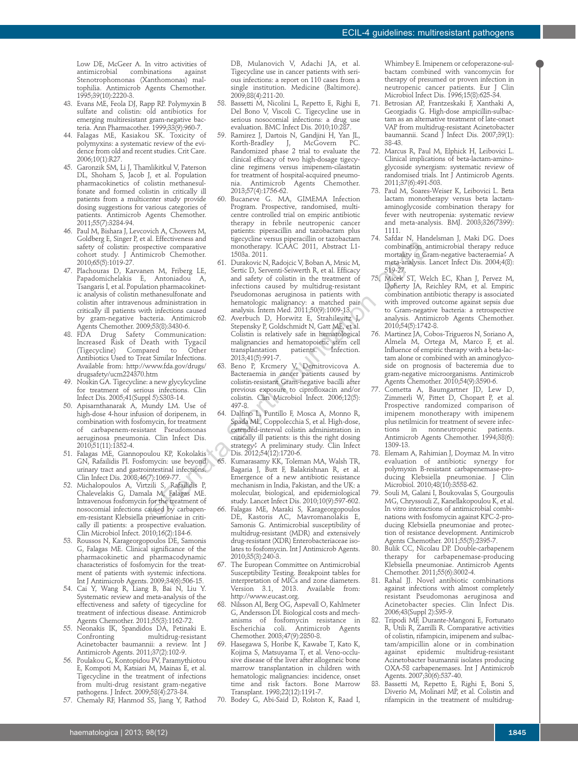Low DE, McGeer A. In vitro activities of antimicrobial combinations against Stenotrophomonas (Xanthomonas) maltophilia. Antimicrob Agents Chemother. 1995;39(10):2220-3.

43. Evans ME, Feola DJ, Rapp RP. Polymyxin B sulfate and colistin: old antibiotics for emerging multiresistant gram-negative bacteria. Ann Pharmacother. 1999;33(9):960-7.
44. Falagas ME, Kasiakou SK. Toxicity of polymyxins: a systematic review of the evidence from old and recent studies. Crit Care. 2006;10(1):R27.
45. Garonzik SM, Li J, Thamlikitkul V, Paterson DL, Shoham S, Jacob J, et al. Population pharmacokinetics of colistin methanesulfonate and formed colistin in critically ill patients from a multicenter study provide dosing suggestions for various categories of patients. Antimicrob Agents Chemother. 2011;55(7):3284-94.
46. Paul M, Bishara J, Levcovich A, Chowers M, Goldberg E, Singer P, et al. Effectiveness and safety of colistin: prospective comparative cohort study. J Antimicrob Chemother. 2010;65(5):1019-27.
47. Plachouras D, Karvanen M, Friberg LE, Papadomichelakis E, Antoniadou A, Tsangaris I, et al. Population pharmacokinetic analysis of colistin methanesulfonate and colistin after intravenous administration in critically ill patients with infections caused by gram-negative bacteria. Antimicrob Agents Chemother. 2009;53(8):3430-6.
48. FDA Drug Safety Communication: Increased Risk of Death with Tygacil (Tigecycline) Compared to Other Antibiotics Used to Treat Similar Infections. Available from: http://www.fda.gov/drugs/drugsafety/ucm224370.htm
49. Noskin GA. Tigecycline: a new glycylcycline for treatment of serious infections. Clin Infect Dis. 2005;41(Suppl 5):S303-14.
50. Apisarnthanarak A, Mundy LM. Use of high-dose 4-hour infusion of doripenem, in combination with fosfomycin, for treatment of carbapenem-resistant Pseudomonas aeruginosa pneumonia. Clin Infect Dis. 2010;51(11):1352-4.
51. Falagas ME, Giannopoulou KP, Kokolakis GN, Rafailidis PI. Fosfomycin: use beyond urinary tract and gastrointestinal infections. Clin Infect Dis. 2008;46(7):1069-77.
52. Michalopoulos A, Virtzili S, Rafailidis P, Chalevelakis G, Damala M, Falagas ME. Intravenous fosfomycin for the treatment of nosocomial infections caused by carbapenem-resistant Klebsiella pneumoniae in critically ill patients: a prospective evaluation. Clin Microbiol Infect. 2010;16(2):184-6.
53. Roussos N, Karageorgopoulos DE, Samonis G, Falagas ME. Clinical significance of the pharmacokinetic and pharmacodynamic characteristics of fosfomycin for the treatment of patients with systemic infections. Int J Antimicrob Agents. 2009;34(6):506-15.
54. Cai Y, Wang R, Liang B, Bai N, Liu Y. Systematic review and meta-analysis of the effectiveness and safety of tigecycline for treatment of infectious disease. Antimicrob Agents Chemother. 2011;55(3):1162-72.
55. Neonakis IK, Spandidos DA, Petinaki E. Confronting multidrug-resistant Acinetobacter baumannii: a review. Int J Antimicrob Agents. 2011;37(2):102-9.
56. Poulakou G, Kontopidou FV, Paramythiotou E, Kompoti M, Katsiari M, Mainas E, et al. Tigecycline in the treatment of infections from multi-drug resistant gram-negative pathogens. J Infect. 2009;58(4):273-84.
57. Chemaly RF, Hanmod SS, Jiang Y, Rathod DB, Mulanovich V, Adachi JA, et al. Tigecycline use in cancer patients with serious infections: a report on 110 cases from a single institution. Medicine (Baltimore). 2009;88(4):211-20.
58. Bassetti M, Nicolini L, Repetto E, Righi E, Del Bono V, Viscoli C. Tigecycline use in serious nosocomial infections: a drug use evaluation. BMC Infect Dis. 2010;10:287.
59. Ramirez J, Dartois N, Gandjini H, Yan JL, Korth-Bradley J, McGovern PC. Randomized phase 2 trial to evaluate the clinical efficacy of two high-dosage tigecycline regimens versus imipenem-cilastatin for treatment of hospital-acquired pneumonia. Antimicrob Agents Chemother. 2013;57(4):1756-62.
60. Bucaneve G. MA, GIMEMA Infection Program. Prospective, randomised, multicentre controlled trial on empiric antibiotic therapy in febrile neutropenic cancer patients: piperacillin and tazobactam plus tigecycline versus piperacillin or tazobactam monotherapy. ICAAC 2011, Abstract L1-1503a. 2011.
61. Durakovic N, Radojcic V, Boban A, Mrsic M, Sertic D, Serventi-Seiwerth R, et al. Efficacy and safety of colistin in the treatment of infections caused by multidrug-resistant Pseudomonas aeruginosa in patients with hematologic malignancy: a matched pair analysis. Intern Med. 2011;50(9):1009-13.
62. Averbuch D, Horwitz E, Strahilevitz J, Stepensky P, Goldschmidt N, Gatt ME, et al. Colistin is relatively safe in hematological malignancies and hematopoietic stem cell transplantation patients. Infection. 2013;41(5):991-7.
63. Beno P, Krcmery V, Demitrovicova A. Bacteraemia in cancer patients caused by colistin-resistant Gram-negative bacilli after previous exposure to ciprofloxacin and/or colistin. Clin Microbiol Infect. 2006;12(5):497-8.
64. Dalfino L, Puntillo F, Mosca A, Monno R, Spada ML, Coppolecchia S, et al. High-dose, extended-interval colistin administration in critically ill patients: is this the right dosing strategy? A preliminary study. Clin Infect Dis. 2012;54(12):1720-6.
65. Kumarasamy KK, Toleman MA, Walsh TR, Bagaria J, Butt F, Balakrishnan R, et al. Emergence of a new antibiotic resistance mechanism in India, Pakistan, and the UK: a molecular, biological, and epidemiological study. Lancet Infect Dis. 2010;10(9):597-602.
66. Falagas ME, Maraki S, Karageorgopoulos DE, Kastoris AC, Mavromanolakis E, Samonis G. Antimicrobial susceptibility of multidrug-resistant (MDR) and extensively drug-resistant (XDR) Enterobacteriaceae isolates to fosfomycin. Int J Antimicrob Agents. 2010;35(3):240-3.
67. The European Committee on Antimicrobial Susceptibility Testing. Breakpoint tables for interpretation of MICs and zone diameters. Version 3.1, 2013. Available from: http://www.eucast.org.
68. Nilsson AI, Berg OG, Aspevall O, Kahlmeter G, Andersson DI. Biological costs and mechanisms of fosfomycin resistance in Escherichia coli. Antimicrob Agents Chemother. 2003;47(9):2850-8.
69. Hasegawa S, Horibe K, Kawabe T, Kato K, Kojima S, Matsuyama T, et al. Veno-occlusive disease of the liver after allogeneic bone marrow transplantation in children with hematologic malignancies: incidence, onset time and risk factors. Bone Marrow Transplant. 1998;22(12):1191-7.
70. Bodey G, Abi-Said D, Rolston K, Raad I, Whimbey E. Imipenem or cefoperazone-sulbactam combined with vancomycin for therapy of presumed or proven infection in neutropenic cancer patients. Eur J Clin Microbiol Infect Dis. 1996;15(8):625-34.
71. Betrosian AP, Frantzeskaki F, Xanthaki A, Georgiadis G. High-dose ampicillin-sulbactam as an alternative treatment of late-onset VAP from multidrug-resistant Acinetobacter baumannii. Scand J Infect Dis. 2007;39(1):38-43.
72. Marcus R, Paul M, Elphick H, Leibovici L. Clinical implications of beta-lactam-aminoglycoside synergism: systematic review of randomised trials. Int J Antimicrob Agents. 2011;37(6):491-503.
73. Paul M, Soares-Weiser K, Leibovici L. Beta lactam monotherapy versus beta lactam-aminoglycoside combination therapy for fever with neutropenia: systematic review and meta-analysis. BMJ. 2003;326(7399):1111.
74. Safdar N, Handelsman J, Maki DG. Does combination antimicrobial therapy reduce mortality in Gram-negative bacteraemia? A meta-analysis. Lancet Infect Dis. 2004;4(8):519-27.
75. Micek ST, Welch EC, Khan J, Pervez M, Doherty JA, Reichley RM, et al. Empiric combination antibiotic therapy is associated with improved outcome against sepsis due to Gram-negative bacteria: a retrospective analysis. Antimicrob Agents Chemother. 2010;54(5):1742-8.
76. Martinez JA, Cobos-Trigueros N, Soriano A, Almela M, Ortega M, Marco F, et al. Influence of empiric therapy with a beta-lactam alone or combined with an aminoglycoside on prognosis of bacteremia due to gram-negative microorganisms. Antimicrob Agents Chemother. 2010;54(9):3590-6.
77. Cometta A, Baumgartner JD, Lew D, Zimmerli W, Pittet D, Chopart P, et al. Prospective randomized comparison of imipenem monotherapy with imipenem plus netilmicin for treatment of severe infections in nonneutropenic patients. Antimicrob Agents Chemother. 1994;38(6):1309-13.
78. Elemam A, Rahimian J, Doymaz M. In vitro evaluation of antibiotic synergy for polymyxin B-resistant carbapenemase-producing Klebsiella pneumoniae. J Clin Microbiol. 2010;48(10):3558-62.
79. Souli M, Galani I, Boukovalas S, Gourgoulis MG, Chryssouli Z, Kanellakopoulou K, et al. In vitro interactions of antimicrobial combinations with fosfomycin against KPC-2-producing Klebsiella pneumoniae and protection of resistance development. Antimicrob Agents Chemother. 2011;55(5):2395-7.
80. Bulik CC, Nicolau DP. Double-carbapenem therapy for carbapenemase-producing Klebsiella pneumoniae. Antimicrob Agents Chemother. 2011;55(6):3002-4.
81. Rahal JJ. Novel antibiotic combinations against infections with almost completely resistant Pseudomonas aeruginosa and Acinetobacter species. Clin Infect Dis. 2006;43(Suppl 2):S95-9.
82. Tripodi MF, Durante-Mangoni E, Fortunato R, Utili R, Zarrilli R. Comparative activities of colistin, rifampicin, imipenem and sulbactam/ampicillin alone or in combination against epidemic multidrug-resistant Acinetobacter baumannii isolates producing OXA-58 carbapenemases. Int J Antimicrob Agents. 2007;30(6):537-40.
83. Bassetti M, Repetto E, Righi E, Boni S, Diverio M, Molinari MP, et al. Colistin and rifampicin in the treatment of multidrug-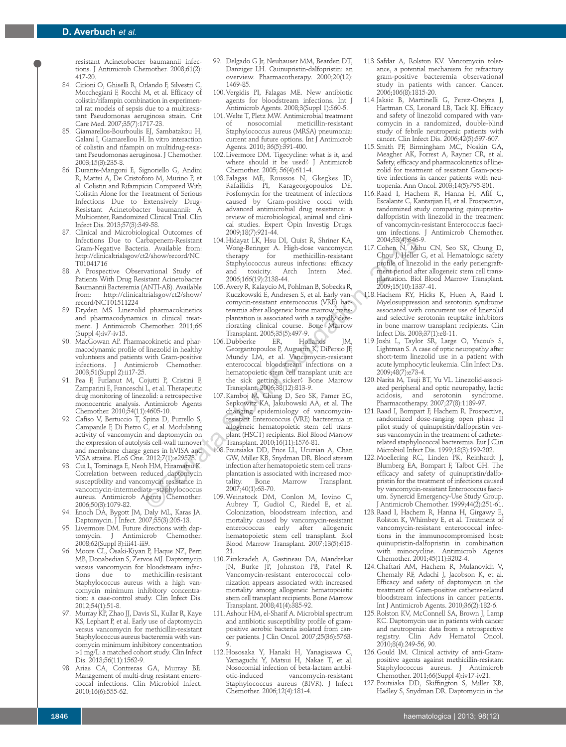resistant Acinetobacter baumannii infections. J Antimicrob Chemother. 2008;61(2):417-20.

84. Cirioni O, Ghiselli R, Orlando F, Silvestri C, Mocchegiani F, Rocchi M, et al. Efficacy of colistin/rifampin combination in experimental rat models of sepsis due to a multiresistant Pseudomonas aeruginosa strain. Crit Care Med. 2007;35(7):1717-23.
85. Giamarellos-Bourboulis EJ, Sambatakou H, Galani I, Giamarellou H. In vitro interaction of colistin and rifampin on multidrug-resistant Pseudomonas aeruginosa. J Chemother. 2003;15(3):235-8.
86. Durante-Mangoni E, Signoriello G, Andini R, Mattei A, De Cristoforo M, Murino P, et al. Colistin and Rifampicin Compared With Colistin Alone for the Treatment of Serious Infections Due to Extensively Drug-Resistant Acinetobacter baumannii: A Multicenter, Randomized Clinical Trial. Clin Infect Dis. 2013;57(3):349-58.
87. Clinical and Microbiological Outcomes of Infections Due to Carbapenem-Resistant Gram-Negative Bacteria. Available from: http://clinicaltrialsgov/ct2/show/record/NCT01041716
88. A Prospective Observational Study of Patients With Drug Resistant Acinetobacter Baumannii Bacteremia (ANTI-AB). Available from: http://clinicaltrialsgov/ct2/show/record/NCT01511224
89. Dryden MS. Linezolid pharmacokinetics and pharmacodynamics in clinical treatment. J Antimicrob Chemother. 2011;66 (Suppl 4):iv7-iv15.
90. MacGowan AP. Pharmacokinetic and pharmacodynamic profile of linezolid in healthy volunteers and patients with Gram-positive infections. J Antimicrob Chemother. 2003;51(Suppl 2):ii17-25.
91. Pea F, Furlanut M, Cojutti P, Cristini F, Zamparini E, Franceschi L, et al. Therapeutic drug monitoring of linezolid: a retrospective monocentric analysis. Antimicrob Agents Chemother. 2010;54(11):4605-10.
92. Cafiso V, Bertuccio T, Spina D, Purrello S, Campanile F, Di Pietro C, et al. Modulating activity of vancomycin and daptomycin on the expression of autolysis cell-wall turnover and membrane charge genes in hVISA and VISA strains. PLoS One. 2012;7(1):e29573.
93. Cui L, Tominaga E, Neoh HM, Hiramatsu K. Correlation between reduced daptomycin susceptibility and vancomycin resistance in vancomycin-intermediate staphylococcus aureus. Antimicrob Agents Chemother. 2006;50(3):1079-82.
94. Enoch DA, Bygott JM, Daly ML, Karas JA. Daptomycin. J Infect. 2007;55(3):205-13.
95. Livermore DM. Future directions with daptomycin. J Antimicrob Chemother. 2008;62(Suppl 3):iii41-iii9.
96. Moore CL, Osaki-Kiyan P, Haque NZ, Perri MB, Donabedian S, Zervos MJ. Daptomycin versus vancomycin for bloodstream infections due to methicillin-resistant Staphylococcus aureus with a high vancomycin minimum inhibitory concentration: a case-control study. Clin Infect Dis. 2012;54(1):51-8.
97. Murray KP, Zhao JJ, Davis SL, Kullar R, Kaye KS, Lephart P, et al. Early use of daptomycin versus vancomycin for methicillin-resistant Staphylococcus aureus bacteremia with vancomycin minimum inhibitory concentration >1 mg/L: a matched cohort study. Clin Infect Dis. 2013;56(11):1562-9.
98. Arias CA, Contreras GA, Murray BE. Management of multi-drug resistant enterococcal infections. Clin Microbiol Infect. 2010;16(6):555-62.
99. Delgado G Jr, Neuhauser MM, Bearden DT, Danziger LH. Quinupristin-dalfopristin: an overview. Pharmacotherapy. 2000;20(12):1469-85.
100. Vergidis PI, Falagas ME. New antibiotic agents for bloodstream infections. Int J Antimicrob Agents. 2008;3(Suppl 1):S60-5.
101. Welte T, Pletz MW. Antimicrobial treatment of nosocomial meticillin-resistant Staphylococcus aureus (MRSA) pneumonia: current and future options. Int J Antimicrob Agents. 2010; 36(5):391-400.
102. Livermore DM. Tigecycline: what is it, and where should it be used? J Antimicrob Chemother. 2005; 56(4):611-4.
103. Falagas ME, Roussos N, Gkegkes ID, Rafailidis PI, Karageorgopoulos DE. Fosfomycin for the treatment of infections caused by Gram-positive cocci with advanced antimicrobial drug resistance: a review of microbiological, animal and clinical studies. Expert Opin Investig Drugs. 2009;18(7):921-44.
104. Hidayat LK, Hsu DI, Quist R, Shriner KA, Wong-Beringer A. High-dose vancomycin therapy for methicillin-resistant Staphylococcus aureus infections: efficacy and toxicity. Arch Intern Med. 2006;166(19):2138-44.
105. Avery R, Kalaycio M, Pohlman B, Sobecks R, Kuczkowski E, Andresen S, et al. Early vancomycin-resistant enterococcus (VRE) bacteremia after allogeneic bone marrow transplantation is associated with a rapidly deteriorating clinical course. Bone Marrow Transplant. 2005;35(5):497-9.
106. Dubberke ER, Hollands JM, Georgantopoulos P, Augustin K, DiPersio JF, Mundy LM, et al. Vancomycin-resistant enterococcal bloodstream infections on a hematopoietic stem cell transplant unit: are the sick getting sicker? Bone Marrow Transplant. 2006;38(12):813-9.
107. Kamboj M, Chung D, Seo SK, Pamer EG, Sepkowitz KA, Jakubowski AA, et al. The changing epidemiology of vancomycin-resistant Enterococcus (VRE) bacteremia in allogeneic hematopoietic stem cell transplant (HSCT) recipients. Biol Blood Marrow Transplant. 2010;16(11):1576-81.
108. Poutsiaka DD, Price LL, Ucuzian A, Chan GW, Miller KB, Snydman DR. Blood stream infection after hematopoietic stem cell transplantation is associated with increased mortality. Bone Marrow Transplant. 2007;40(1):63-70.
109. Weinstock DM, Conlon M, Iovino C, Aubrey T, Gudiol C, Riedel E, et al. Colonization, bloodstream infection, and mortality caused by vancomycin-resistant enterococcus early after allogeneic hematopoietic stem cell transplant. Biol Blood Marrow Transplant. 2007;13(5):615-21.
110. Zirakzadeh A, Gastineau DA, Mandrekar JN, Burke JP, Johnston PB, Patel R. Vancomycin-resistant enterococcal colonization appears associated with increased mortality among allogeneic hematopoietic stem cell transplant recipients. Bone Marrow Transplant. 2008;41(4):385-92.
111. Ashour HM, el-Sharif A. Microbial spectrum and antibiotic susceptibility profile of gram-positive aerobic bacteria isolated from cancer patients. J Clin Oncol. 2007;25(36):5763-9.
112. Hososaka Y, Hanaki H, Yanagisawa C, Yamaguchi Y, Matsui H, Nakae T, et al. Nosocomial infection of beta-lactam antibiotic-induced vancomycin-resistant Staphylococcus aureus (BIVR). J Infect Chemother. 2006;12(4):181-4.
113. Safdar A, Rolston KV. Vancomycin tolerance, a potential mechanism for refractory gram-positive bacteremia observational study in patients with cancer. Cancer. 2006;106(8):1815-20.
114. Jaksic B, Martinelli G, Perez-Oteyza J, Hartman CS, Leonard LB, Tack KJ. Efficacy and safety of linezolid compared with vancomycin in a randomized, double-blind study of febrile neutropenic patients with cancer. Clin Infect Dis. 2006;42(5):597-607.
115. Smith PF, Birmingham MC, Noskin GA, Meagher AK, Forrest A, Rayner CR, et al. Safety, efficacy and pharmacokinetics of linezolid for treatment of resistant Gram-positive infections in cancer patients with neutropenia. Ann Oncol. 2003;14(5):795-801.
116. Raad I, Hachem R, Hanna H, Afif C, Escalante C, Kantarjian H, et al. Prospective, randomized study comparing quinupristin-dalfopristin with linezolid in the treatment of vancomycin-resistant Enterococcus faecium infections. J Antimicrob Chemother. 2004;53(4):646-9.
117. Cohen N, Mihu CN, Seo SK, Chung D, Chou J, Heller G, et al. Hematologic safety profile of linezolid in the early periengraftment period after allogeneic stem cell transplantation. Biol Blood Marrow Transplant. 2009;15(10):1337-41.
118. Hachem RY, Hicks K, Huen A, Raad I. Myelosuppression and serotonin syndrome associated with concurrent use of linezolid and selective serotonin reuptake inhibitors in bone marrow transplant recipients. Clin Infect Dis. 2003;37(1):e8-11.
119. Joshi L, Taylor SR, Large O, Yacoub S, Lightman S. A case of optic neuropathy after short-term linezolid use in a patient with acute lymphocytic leukemia. Clin Infect Dis. 2009;48(7):e73-4.
120. Narita M, Tsuji BT, Yu VL. Linezolid-associated peripheral and optic neuropathy, lactic acidosis, and serotonin syndrome. Pharmacotherapy. 2007;27(8):1189-97.
121. Raad I, Bompart F, Hachem R. Prospective, randomized dose-ranging open phase II pilot study of quinupristin/dalfopristin versus vancomycin in the treatment of catheter-related staphylococcal bacteremia. Eur J Clin Microbiol Infect Dis. 1999;18(3):199-202.
122. Moellering RC, Linden PK, Reinhardt J, Blumberg EA, Bompart F, Talbot GH. The efficacy and safety of quinupristin/dalfopristin for the treatment of infections caused by vancomycin-resistant Enterococcus faecium. Synercid Emergency-Use Study Group. J Antimicrob Chemother. 1999;44(2):251-61.
123. Raad I, Hachem R, Hanna H, Girgawy E, Rolston K, Whimbey E, et al. Treatment of vancomycin-resistant enterococcal infections in the immunocompromised host: quinupristin-dalfopristin in combination with minocycline. Antimicrob Agents Chemother. 2001;45(11):3202-4.
124. Chaftari AM, Hachem R, Mulanovich V, Chemaly RF, Adachi J, Jacobson K, et al. Efficacy and safety of daptomycin in the treatment of Gram-positive catheter-related bloodstream infections in cancer patients. Int J Antimicrob Agents. 2010;36(2):182-6.
125. Rolston KV, McConnell SA, Brown J, Lamp KC. Daptomycin use in patients with cancer and neutropenia: data from a retrospective registry. Clin Adv Hematol Oncol. 2010;8(4):249-56, 90.
126. Gould IM. Clinical activity of anti-Gram-positive agents against methicillin-resistant Staphylococcus aureus. J Antimicrob Chemother. 2011;66(Suppl 4):iv17-iv21.
127. Poutsiaka DD, Skiffington S, Miller KB, Hadley S, Snydman DR. Daptomycin in the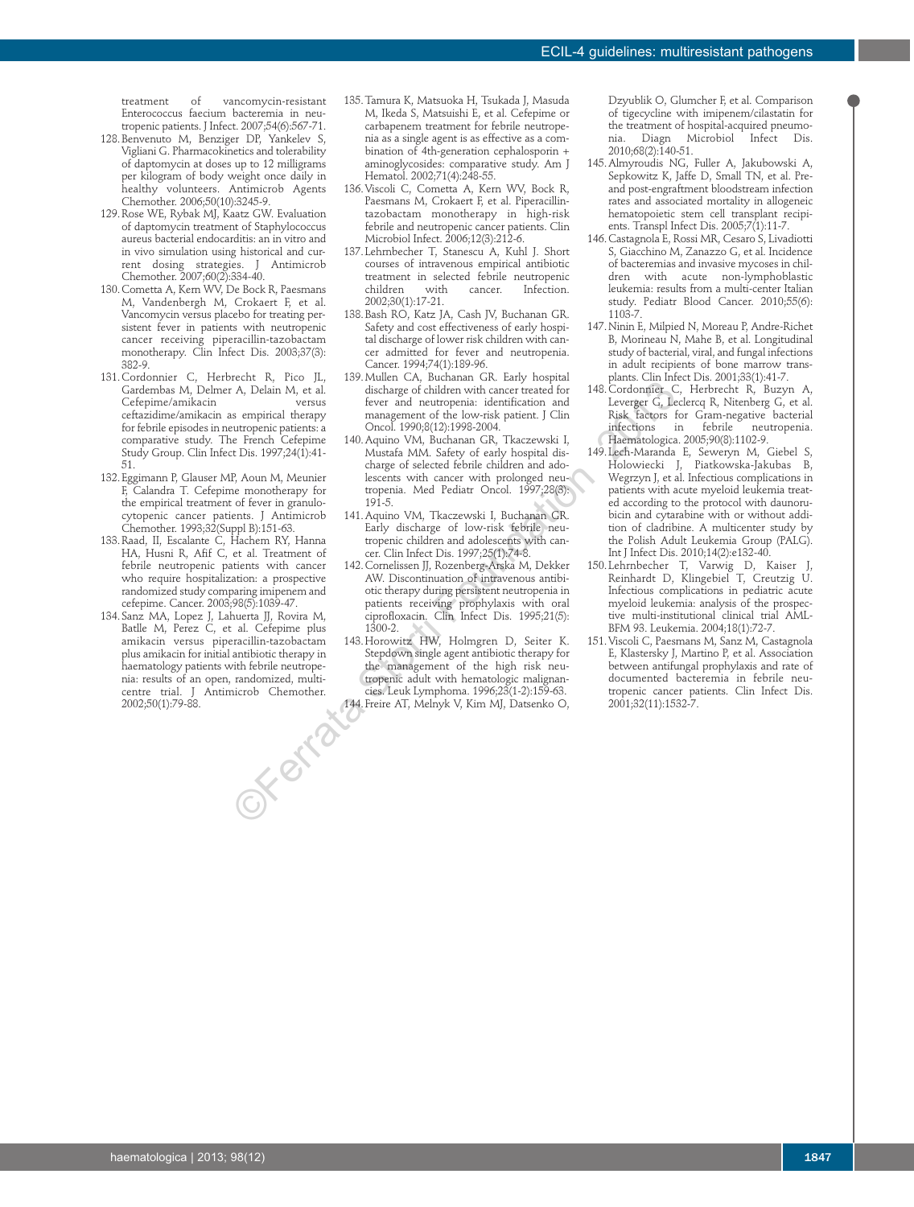treatment of vancomycin-resistant Enterococcus faecium bacteremia in neutropenic patients. J Infect. 2007;54(6):567-71.

128. Benvenuto M, Benziger DP, Yankelev S, Vigliani G. Pharmacokinetics and tolerability of daptomycin at doses up to 12 milligrams per kilogram of body weight once daily in healthy volunteers. Antimicrob Agents Chemother. 2006;50(10):3245-9.
129. Rose WE, Rybak MJ, Kaatz GW. Evaluation of daptomycin treatment of Staphylococcus aureus bacterial endocarditis: an in vitro and in vivo simulation using historical and current dosing strategies. J Antimicrob Chemother. 2007;60(2):334-40.
130. Cometta A, Kern WV, De Bock R, Paesmans M, Vandenbergh M, Crokaert F, et al. Vancomycin versus placebo for treating persistent fever in patients with neutropenic cancer receiving piperacillin-tazobactam monotherapy. Clin Infect Dis. 2003;37(3):382-9.
131. Cordonnier C, Herbrecht R, Pico JL, Gardembas M, Delmer A, Delain M, et al. Cefepime/amikacin versus ceftazidime/amikacin as empirical therapy for febrile episodes in neutropenic patients: a comparative study. The French Cefepime Study Group. Clin Infect Dis. 1997;24(1):41-51.
132. Eggimann P, Glauser MP, Aoun M, Meunier F, Calandra T. Cefepime monotherapy for the empirical treatment of fever in granulocytopenic cancer patients. J Antimicrob Chemother. 1993;32(Suppl B):151-63.
133. Raad, II, Escalante C, Hachem RY, Hanna HA, Husni R, Afif C, et al. Treatment of febrile neutropenic patients with cancer who require hospitalization: a prospective randomized study comparing imipenem and cefepime. Cancer. 2003;98(5):1039-47.
134. Sanz MA, Lopez J, Lahuerta JJ, Rovira M, Batlle M, Perez C, et al. Cefepime plus amikacin versus piperacillin-tazobactam plus amikacin for initial antibiotic therapy in haematology patients with febrile neutropenia: results of an open, randomized, multicentre trial. J Antimicrob Chemother. 2002;50(1):79-88.
135. Tamura K, Matsuoka H, Tsukada J, Masuda M, Ikeda S, Matsuishi E, et al. Cefepime or carbapenem treatment for febrile neutropenia as a single agent is as effective as a combination of 4th-generation cephalosporin + aminoglycosides: comparative study. Am J Hematol. 2002;71(4):248-55.
136. Viscoli C, Cometta A, Kern WV, Bock R, Paesmans M, Crokaert F, et al. Piperacillin-tazobactam monotherapy in high-risk febrile and neutropenic cancer patients. Clin Microbiol Infect. 2006;12(3):212-6.
137. Lehrnbecher T, Stanescu A, Kuhl J. Short courses of intravenous empirical antibiotic treatment in selected febrile neutropenic children with cancer. Infection. 2002;30(1):17-21.
138. Bash RO, Katz JA, Cash JV, Buchanan GR. Safety and cost effectiveness of early hospital discharge of lower risk children with cancer admitted for fever and neutropenia. Cancer. 1994;74(1):189-96.
139. Mullen CA, Buchanan GR. Early hospital discharge of children with cancer treated for fever and neutropenia: identification and management of the low-risk patient. J Clin Oncol. 1990;8(12):1998-2004.
140. Aquino VM, Buchanan GR, Tkaczewski I, Mustafa MM. Safety of early hospital discharge of selected febrile children and adolescents with cancer with prolonged neutropenia. Med Pediatr Oncol. 1997;28(3):191-5.
141. Aquino VM, Tkaczewski I, Buchanan GR. Early discharge of low-risk febrile neutropenic children and adolescents with cancer. Clin Infect Dis. 1997;25(1):74-8.
142. Cornelissen JJ, Rozenberg-Arska M, Dekker AW. Discontinuation of intravenous antibiotic therapy during persistent neutropenia in patients receiving prophylaxis with oral ciprofloxacin. Clin Infect Dis. 1995;21(5):1300-2.
143. Horowitz HW, Holmgren D, Seiter K. Stepdown single agent antibiotic therapy for the management of the high risk neutropenic adult with hematologic malignancies. Leuk Lymphoma. 1996;23(1-2):159-63.
144. Freire AT, Melnyk V, Kim MJ, Datsenko O, Dzyublik O, Glumcher F, et al. Comparison of tigecycline with imipenem/cilastatin for the treatment of hospital-acquired pneumonia. Diagn Microbiol Infect Dis. 2010;68(2):140-51.
145. Almyroudis NG, Fuller A, Jakubowski A, Sepkowitz K, Jaffe D, Small TN, et al. Pre- and post-engraftment bloodstream infection rates and associated mortality in allogeneic hematopoietic stem cell transplant recipients. Transpl Infect Dis. 2005;7(1):11-7.
146. Castagnola E, Rossi MR, Cesaro S, Livadiotti S, Giacchino M, Zanazzo G, et al. Incidence of bacteremias and invasive mycoses in children with acute non-lymphoblastic leukemia: results from a multi-center Italian study. Pediatr Blood Cancer. 2010;55(6):1103-7.
147. Ninin E, Milpied N, Moreau P, Andre-Richet B, Morineau N, Mahe B, et al. Longitudinal study of bacterial, viral, and fungal infections in adult recipients of bone marrow transplants. Clin Infect Dis. 2001;33(1):41-7.
148. Cordonnier C, Herbrecht R, Buzyn A, Leverger G, Leclercq R, Nitenberg G, et al. Risk factors for Gram-negative bacterial infections in febrile neutropenia. Haematologica. 2005;90(8):1102-9.
149. Lech-Maranda E, Seweryn M, Giebel S, Holowiecki J, Piatkowska-Jakubas B, Wegrzyn J, et al. Infectious complications in patients with acute myeloid leukemia treated according to the protocol with daunorubicin and cytarabine with or without addition of cladribine. A multicenter study by the Polish Adult Leukemia Group (PALG). Int J Infect Dis. 2010;14(2):e132-40.
150. Lehrnbecher T, Varwig D, Kaiser J, Reinhardt D, Klingebiel T, Creutzig U. Infectious complications in pediatric acute myeloid leukemia: analysis of the prospective multi-institutional clinical trial AML-BFM 93. Leukemia. 2004;18(1):72-7.
151. Viscoli C, Paesmans M, Sanz M, Castagnola E, Klastersky J, Martino P, et al. Association between antifungal prophylaxis and rate of documented bacteremia in febrile neutropenic cancer patients. Clin Infect Dis. 2001;32(11):1532-7.